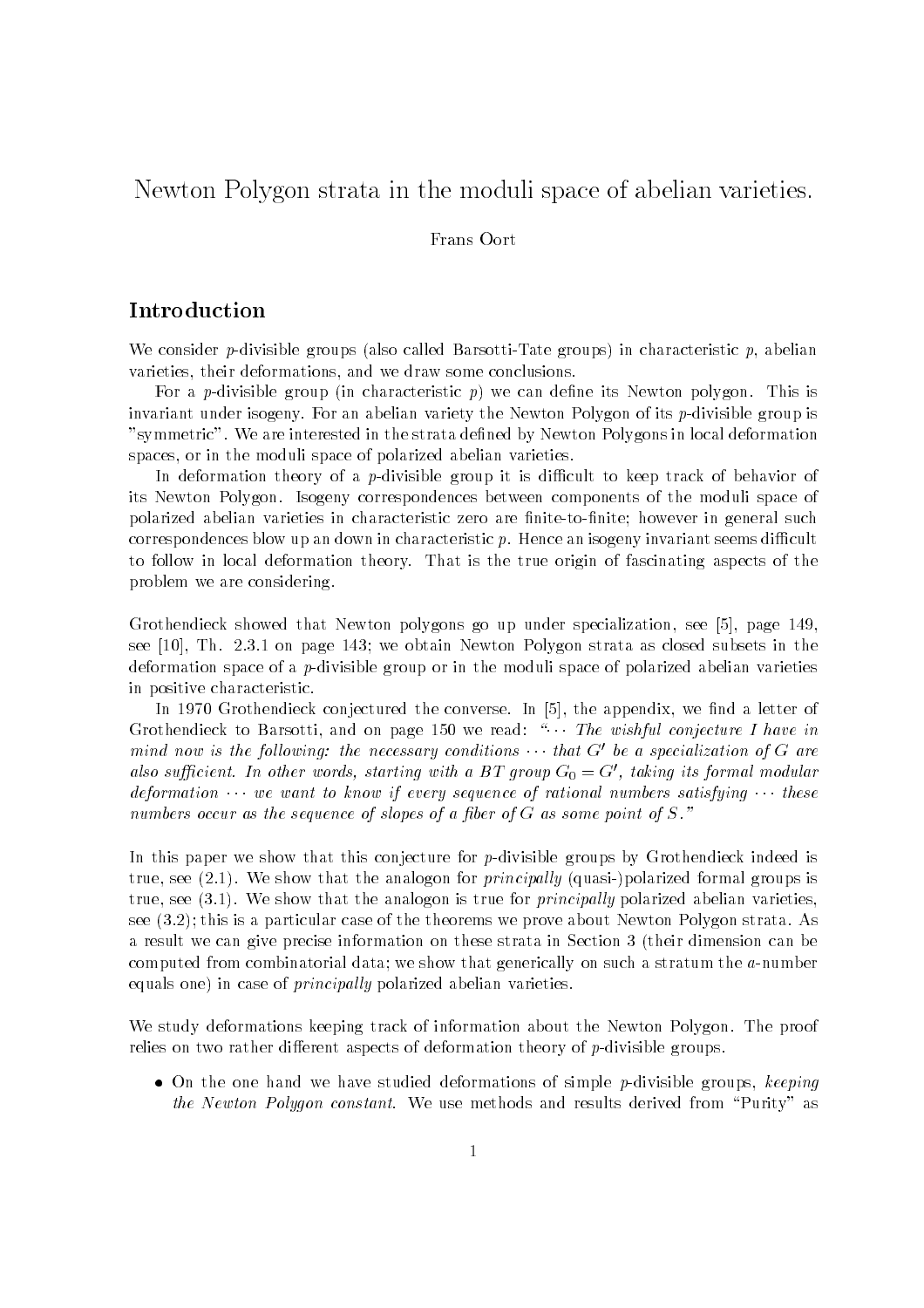# Newton Polygon strata in the moduli space of abelian varieties.

Frans Oort

## Introduction

We consider $p$-divisible groups (also called Barsotti-Tate groups) in characteristic $p$, abelian varieties, their deformations, and we draw some conclusions.

For a $p$-divisible group (in characteristic $p$) we can define its Newton polygon. This is invariant under isogeny. For an abelian variety the Newton Polygon of its $p$-divisible group is "symmetric". We are interested in the strata defined by Newton Polygons in local deformation spaces, or in the moduli space of polarized abelian varieties.

In deformation theory of a $p$-divisible group it is difficult to keep track of behavior of its Newton Polygon. Isogeny correspondences between components of the moduli space of polarized abelian varieties in characteristic zero are finite-to-finite; however in general such correspondences blow up an down in characteristic $p$. Hence an isogeny invariant seems difficult to follow in local deformation theory. That is the true origin of fascinating aspects of the problem we are considering.

Grothendieck showed that Newton polygons go up under specialization, see [5], page 149, see [10], Th. 2.3.1 on page 143; we obtain Newton Polygon strata as closed subsets in the deformation space of a $p$-divisible group or in the moduli space of polarized abelian varieties in positive characteristic.

In 1970 Grothendieck conjectured the converse. In [5], the appendix, we find a letter of Grothendieck to Barsotti, and on page 150 we read: "$\cdots$ *The wishful conjecture I have in mind now is the following: the necessary conditions $\cdots$ that $G'$ be a specialization of $G$ are also sufficient. In other words, starting with a BT group $G_0 = G'$, taking its formal modular deformation $\cdots$ we want to know if every sequence of rational numbers satisfying $\cdots$ these numbers occur as the sequence of slopes of a fiber of $G$ as some point of $S$.*"

In this paper we show that this conjecture for $p$-divisible groups by Grothendieck indeed is true, see (2.1). We show that the analogon for *principally* (quasi-)polarized formal groups is true, see (3.1). We show that the analogon is true for *principally* polarized abelian varieties, see (3.2); this is a particular case of the theorems we prove about Newton Polygon strata. As a result we can give precise information on these strata in Section 3 (their dimension can be computed from combinatorial data; we show that generically on such a stratum the $a$-number equals one) in case of *principally* polarized abelian varieties.

We study deformations keeping track of information about the Newton Polygon. The proof relies on two rather different aspects of deformation theory of $p$-divisible groups.

- On the one hand we have studied deformations of simple $p$-divisible groups, *keeping the Newton Polygon constant*. We use methods and results derived from "Purity" as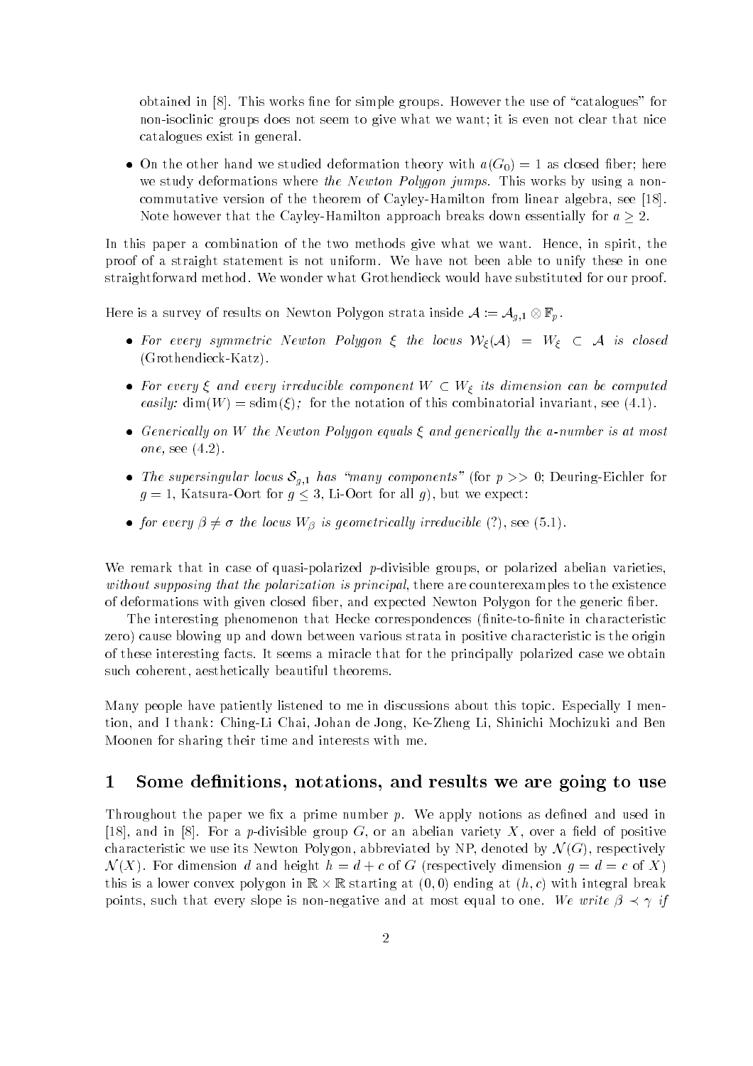obtained in [8]. This works fine for simple groups. However the use of "catalogues" for non-isoclinic groups does not seem to give what we want; it is even not clear that nice catalogues exist in general.

- On the other hand we studied deformation theory with $a(G_0) = 1$ as closed fiber; here we study deformations where *the Newton Polygon jumps*. This works by using a non-commutative version of the theorem of Cayley-Hamilton from linear algebra, see [18]. Note however that the Cayley-Hamilton approach breaks down essentially for $a \geq 2$.

In this paper a combination of the two methods give what we want. Hence, in spirit, the proof of a straight statement is not uniform. We have not been able to unify these in one straightforward method. We wonder what Grothendieck would have substituted for our proof.

Here is a survey of results on Newton Polygon strata inside $\mathcal{A} := \mathcal{A}_{g,1} \otimes \mathbb{F}_p$.

- *For every symmetric Newton Polygon $\xi$ the locus $\mathcal{W}_\xi(\mathcal{A}) = W_\xi \subset \mathcal{A}$ is closed* (Grothendieck-Katz).
- *For every $\xi$ and every irreducible component $W \subset W_\xi$ its dimension can be computed easily:* $\dim(W) = \mathrm{sdim}(\xi)$*;* for the notation of this combinatorial invariant, see (4.1).
- *Generically on $W$ the Newton Polygon equals $\xi$ and generically the $a$-number is at most one,* see (4.2).
- *The supersingular locus $\mathcal{S}_{g,1}$ has "many components"* (for $p >> 0$; Deuring-Eichler for $g = 1$, Katsura-Oort for $g \leq 3$, Li-Oort for all $g$), but we expect:
- *for every $\beta \neq \sigma$ the locus $W_\beta$ is geometrically irreducible* (?), see (5.1).

We remark that in case of quasi-polarized $p$-divisible groups, or polarized abelian varieties, *without supposing that the polarization is principal*, there are counterexamples to the existence of deformations with given closed fiber, and expected Newton Polygon for the generic fiber.

The interesting phenomenon that Hecke correspondences (finite-to-finite in characteristic zero) cause blowing up and down between various strata in positive characteristic is the origin of these interesting facts. It seems a miracle that for the principally polarized case we obtain such coherent, aesthetically beautiful theorems.

Many people have patiently listened to me in discussions about this topic. Especially I mention, and I thank: Ching-Li Chai, Johan de Jong, Ke-Zheng Li, Shinichi Mochizuki and Ben Moonen for sharing their time and interests with me.

# 1 Some definitions, notations, and results we are going to use

Throughout the paper we fix a prime number $p$. We apply notions as defined and used in [18], and in [8]. For a $p$-divisible group $G$, or an abelian variety $X$, over a field of positive characteristic we use its Newton Polygon, abbreviated by NP, denoted by $\mathcal{N}(G)$, respectively $\mathcal{N}(X)$. For dimension $d$ and height $h = d + c$ of $G$ (respectively dimension $g = d = c$ of $X$) this is a lower convex polygon in $\mathbb{R} \times \mathbb{R}$ starting at $(0, 0)$ ending at $(h, c)$ with integral break points, such that every slope is non-negative and at most equal to one. *We write $\beta \prec \gamma$ if*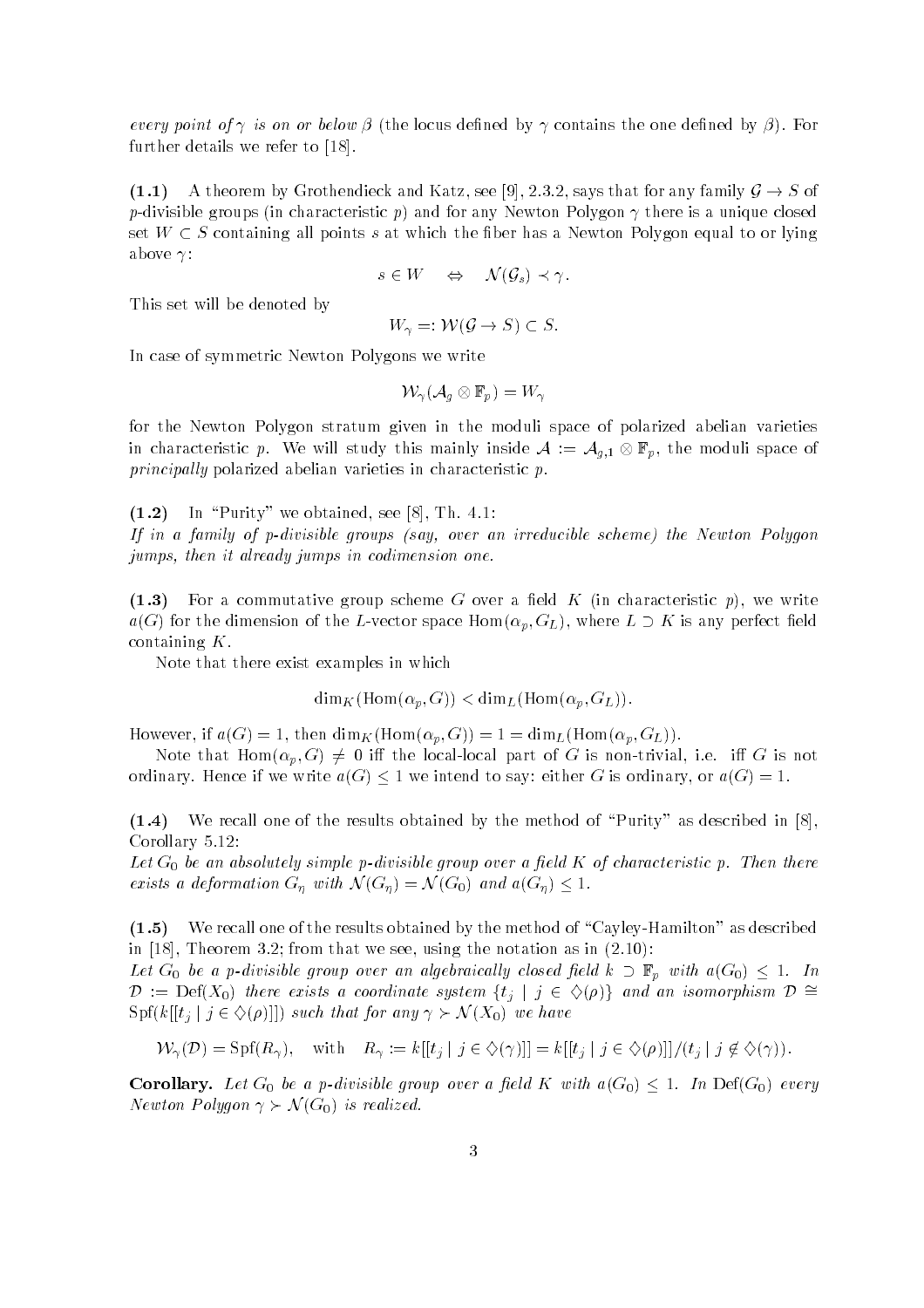*every point of* $\gamma$ *is on or below* $\beta$ (the locus defined by $\gamma$ contains the one defined by $\beta$). For further details we refer to [18].

**(1.1)** A theorem by Grothendieck and Katz, see [9], 2.3.2, says that for any family $\mathcal{G} \to S$ of $p$-divisible groups (in characteristic $p$) and for any Newton Polygon $\gamma$ there is a unique closed set $W \subset S$ containing all points $s$ at which the fiber has a Newton Polygon equal to or lying above $\gamma$:

$$s \in W \quad \Leftrightarrow \quad \mathcal{N}(\mathcal{G}_s) \prec \gamma.$$

This set will be denoted by

$$W_\gamma =: \mathcal{W}(\mathcal{G} \to S) \subset S.$$

In case of symmetric Newton Polygons we write

$$\mathcal{W}_\gamma(\mathcal{A}_g \otimes \mathbb{F}_p) = W_\gamma$$

for the Newton Polygon stratum given in the moduli space of polarized abelian varieties in characteristic $p$. We will study this mainly inside $\mathcal{A} := \mathcal{A}_{g,1} \otimes \mathbb{F}_p$, the moduli space of *principally* polarized abelian varieties in characteristic $p$.

**(1.2)** In "Purity" we obtained, see [8], Th. 4.1:
*If in a family of p-divisible groups (say, over an irreducible scheme) the Newton Polygon jumps, then it already jumps in codimension one.*

**(1.3)** For a commutative group scheme $G$ over a field $K$ (in characteristic $p$), we write $a(G)$ for the dimension of the $L$-vector space $\mathrm{Hom}(\alpha_p, G_L)$, where $L \supset K$ is any perfect field containing $K$.

Note that there exist examples in which

$$\dim_K(\mathrm{Hom}(\alpha_p, G)) < \dim_L(\mathrm{Hom}(\alpha_p, G_L)).$$

However, if $a(G) = 1$, then $\dim_K(\mathrm{Hom}(\alpha_p, G)) = 1 = \dim_L(\mathrm{Hom}(\alpha_p, G_L))$.

Note that $\mathrm{Hom}(\alpha_p, G) \neq 0$ iff the local-local part of $G$ is non-trivial, i.e. iff $G$ is not ordinary. Hence if we write $a(G) \leq 1$ we intend to say: either $G$ is ordinary, or $a(G) = 1$.

**(1.4)** We recall one of the results obtained by the method of "Purity" as described in [8], Corollary 5.12:
*Let $G_0$ be an absolutely simple p-divisible group over a field $K$ of characteristic $p$. Then there exists a deformation $G_\eta$ with $\mathcal{N}(G_\eta) = \mathcal{N}(G_0)$ and $a(G_\eta) \leq 1$.*

**(1.5)** We recall one of the results obtained by the method of "Cayley-Hamilton" as described in [18], Theorem 3.2; from that we see, using the notation as in (2.10):
*Let $G_0$ be a p-divisible group over an algebraically closed field $k \supset \mathbb{F}_p$ with $a(G_0) \leq 1$. In $\mathcal{D} := \mathrm{Def}(X_0)$ there exists a coordinate system $\{t_j \mid j \in \diamondsuit(\rho)\}$ and an isomorphism $\mathcal{D} \cong \mathrm{Spf}(k[[t_j \mid j \in \diamondsuit(\rho)]])$ such that for any $\gamma \succ \mathcal{N}(X_0)$ we have*

$$\mathcal{W}_\gamma(\mathcal{D}) = \mathrm{Spf}(R_\gamma), \quad \text{with} \quad R_\gamma := k[[t_j \mid j \in \diamondsuit(\gamma)]] = k[[t_j \mid j \in \diamondsuit(\rho)]]/(t_j \mid j \notin \diamondsuit(\gamma)).$$

**Corollary.** *Let $G_0$ be a p-divisible group over a field $K$ with $a(G_0) \leq 1$. In $\mathrm{Def}(G_0)$ every Newton Polygon $\gamma \succ \mathcal{N}(G_0)$ is realized.*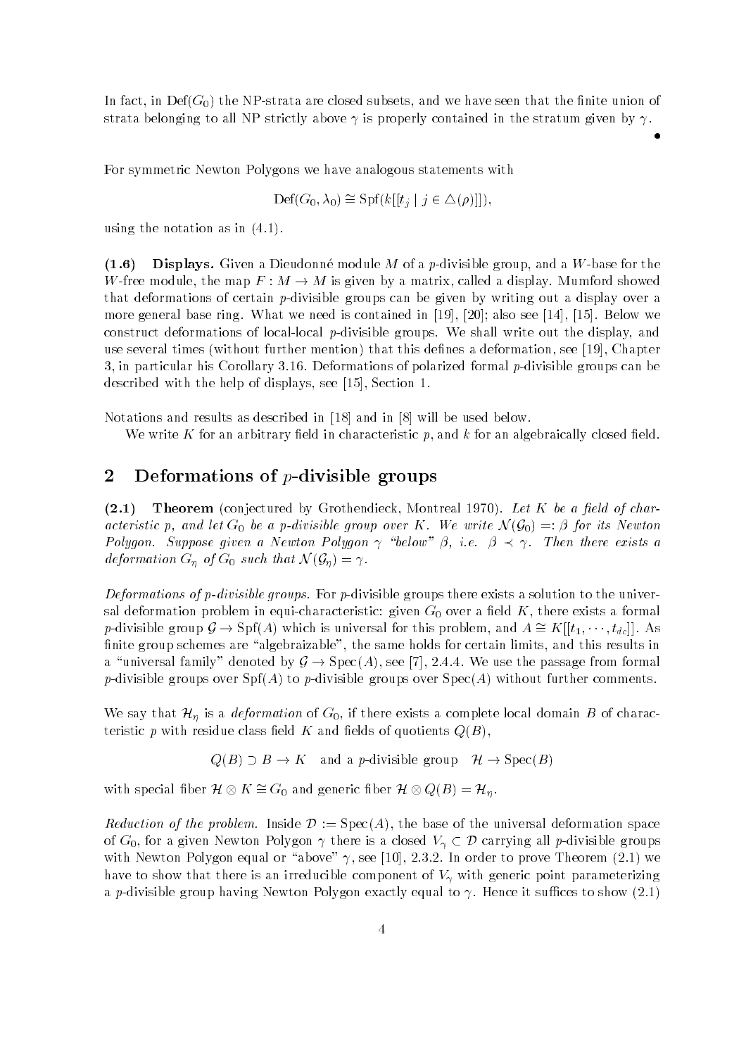In fact, in $\mathrm{Def}(G_0)$ the NP-strata are closed subsets, and we have seen that the finite union of strata belonging to all NP strictly above $\gamma$ is properly contained in the stratum given by $\gamma$.

$\bullet$

For symmetric Newton Polygons we have analogous statements with

$$\mathrm{Def}(G_0, \lambda_0) \cong \mathrm{Spf}(k[[t_j \mid j \in \triangle(\rho)]]),$$

using the notation as in (4.1).

**(1.6) Displays.** Given a Dieudonné module $M$ of a $p$-divisible group, and a $W$-base for the $W$-free module, the map $F : M \to M$ is given by a matrix, called a display. Mumford showed that deformations of certain $p$-divisible groups can be given by writing out a display over a more general base ring. What we need is contained in [19], [20]; also see [14], [15]. Below we construct deformations of local-local $p$-divisible groups. We shall write out the display, and use several times (without further mention) that this defines a deformation, see [19], Chapter 3, in particular his Corollary 3.16. Deformations of polarized formal $p$-divisible groups can be described with the help of displays, see [15], Section 1.

Notations and results as described in [18] and in [8] will be used below.

We write $K$ for an arbitrary field in characteristic $p$, and $k$ for an algebraically closed field.

## 2 Deformations of $p$-divisible groups

**(2.1) Theorem** (conjectured by Grothendieck, Montreal 1970). *Let $K$ be a field of characteristic $p$, and let $G_0$ be a $p$-divisible group over $K$. We write $\mathcal{N}(\mathcal{G}_0) =: \beta$ for its Newton Polygon. Suppose given a Newton Polygon $\gamma$ "below" $\beta$, i.e. $\beta \prec \gamma$. Then there exists a deformation $G_\eta$ of $G_0$ such that $\mathcal{N}(\mathcal{G}_\eta) = \gamma$.*

*Deformations of $p$-divisible groups.* For $p$-divisible groups there exists a solution to the universal deformation problem in equi-characteristic: given $G_0$ over a field $K$, there exists a formal $p$-divisible group $\mathcal{G} \to \mathrm{Spf}(A)$ which is universal for this problem, and $A \cong K[[t_1, \cdots, t_{dc}]]$. As finite group schemes are "algebraizable", the same holds for certain limits, and this results in a "universal family" denoted by $\mathcal{G} \to \mathrm{Spec}(A)$, see [7], 2.4.4. We use the passage from formal $p$-divisible groups over $\mathrm{Spf}(A)$ to $p$-divisible groups over $\mathrm{Spec}(A)$ without further comments.

We say that $\mathcal{H}_\eta$ is a *deformation* of $G_0$, if there exists a complete local domain $B$ of characteristic $p$ with residue class field $K$ and fields of quotients $Q(B)$,

$$Q(B) \supset B \to K \quad \text{and a } p\text{-divisible group} \quad \mathcal{H} \to \mathrm{Spec}(B)$$

with special fiber $\mathcal{H} \otimes K \cong G_0$ and generic fiber $\mathcal{H} \otimes Q(B) = \mathcal{H}_\eta$.

*Reduction of the problem.* Inside $\mathcal{D} := \mathrm{Spec}(A)$, the base of the universal deformation space of $G_0$, for a given Newton Polygon $\gamma$ there is a closed $V_\gamma \subset \mathcal{D}$ carrying all $p$-divisible groups with Newton Polygon equal or "above" $\gamma$, see [10], 2.3.2. In order to prove Theorem (2.1) we have to show that there is an irreducible component of $V_\gamma$ with generic point parameterizing a $p$-divisible group having Newton Polygon exactly equal to $\gamma$. Hence it suffices to show (2.1)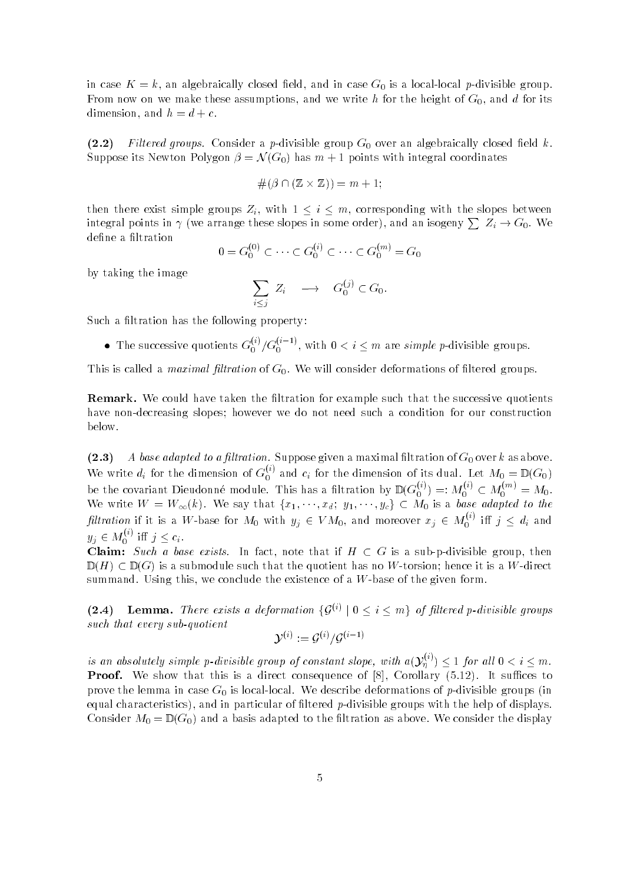in case $K = k$, an algebraically closed field, and in case $G_0$ is a local-local $p$-divisible group. From now on we make these assumptions, and we write $h$ for the height of $G_0$, and $d$ for its dimension, and $h = d + c$.

**(2.2)** *Filtered groups.* Consider a $p$-divisible group $G_0$ over an algebraically closed field $k$. Suppose its Newton Polygon $\beta = \mathcal{N}(G_0)$ has $m+1$ points with integral coordinates

$$\#(\beta \cap (\mathbb{Z} \times \mathbb{Z})) = m + 1;$$

then there exist simple groups $Z_i$, with $1 \leq i \leq m$, corresponding with the slopes between integral points in $\gamma$ (we arrange these slopes in some order), and an isogeny $\sum Z_i \to G_0$. We define a filtration

$$0 = G_0^{(0)} \subset \cdots \subset G_0^{(i)} \subset \cdots \subset G_0^{(m)} = G_0$$

by taking the image

$$\sum_{i \leq j} Z_i \quad \longrightarrow \quad G_0^{(j)} \subset G_0.$$

Such a filtration has the following property:

- The successive quotients $G_0^{(i)}/G_0^{(i-1)}$, with $0 < i \leq m$ are *simple* $p$-divisible groups.

This is called a *maximal filtration* of $G_0$. We will consider deformations of filtered groups.

**Remark.** We could have taken the filtration for example such that the successive quotients have non-decreasing slopes; however we do not need such a condition for our construction below.

**(2.3)** *A base adapted to a filtration.* Suppose given a maximal filtration of $G_0$ over $k$ as above. We write $d_i$ for the dimension of $G_0^{(i)}$ and $c_i$ for the dimension of its dual. Let $M_0 = \mathbb{D}(G_0)$ be the covariant Dieudonné module. This has a filtration by $\mathbb{D}(G_0^{(i)}) =: M_0^{(i)} \subset M_0^{(m)} = M_0$. We write $W = W_\infty(k)$. We say that $\{x_1, \cdots, x_d;\ y_1, \cdots, y_c\} \subset M_0$ is a *base adapted to the filtration* if it is a $W$-base for $M_0$ with $y_j \in VM_0$, and moreover $x_j \in M_0^{(i)}$ iff $j \leq d_i$ and $y_j \in M_0^{(i)}$ iff $j \leq c_i$.

**Claim:** *Such a base exists.* In fact, note that if $H \subset G$ is a sub-p-divisible group, then $\mathbb{D}(H) \subset \mathbb{D}(G)$ is a submodule such that the quotient has no $W$-torsion; hence it is a $W$-direct summand. Using this, we conclude the existence of a $W$-base of the given form.

**(2.4)** **Lemma.** *There exists a deformation $\{\mathcal{G}^{(i)} \mid 0 \leq i \leq m\}$ of filtered $p$-divisible groups such that every sub-quotient*

$$\mathcal{Y}^{(i)} := \mathcal{G}^{(i)}/\mathcal{G}^{(i-1)}$$

*is an absolutely simple $p$-divisible group of constant slope, with $a(\mathcal{Y}_\eta^{(i)}) \leq 1$ for all $0 < i \leq m$.*

**Proof.** We show that this is a direct consequence of [8], Corollary (5.12). It suffices to prove the lemma in case $G_0$ is local-local. We describe deformations of $p$-divisible groups (in equal characteristics), and in particular of filtered $p$-divisible groups with the help of displays. Consider $M_0 = \mathbb{D}(G_0)$ and a basis adapted to the filtration as above. We consider the display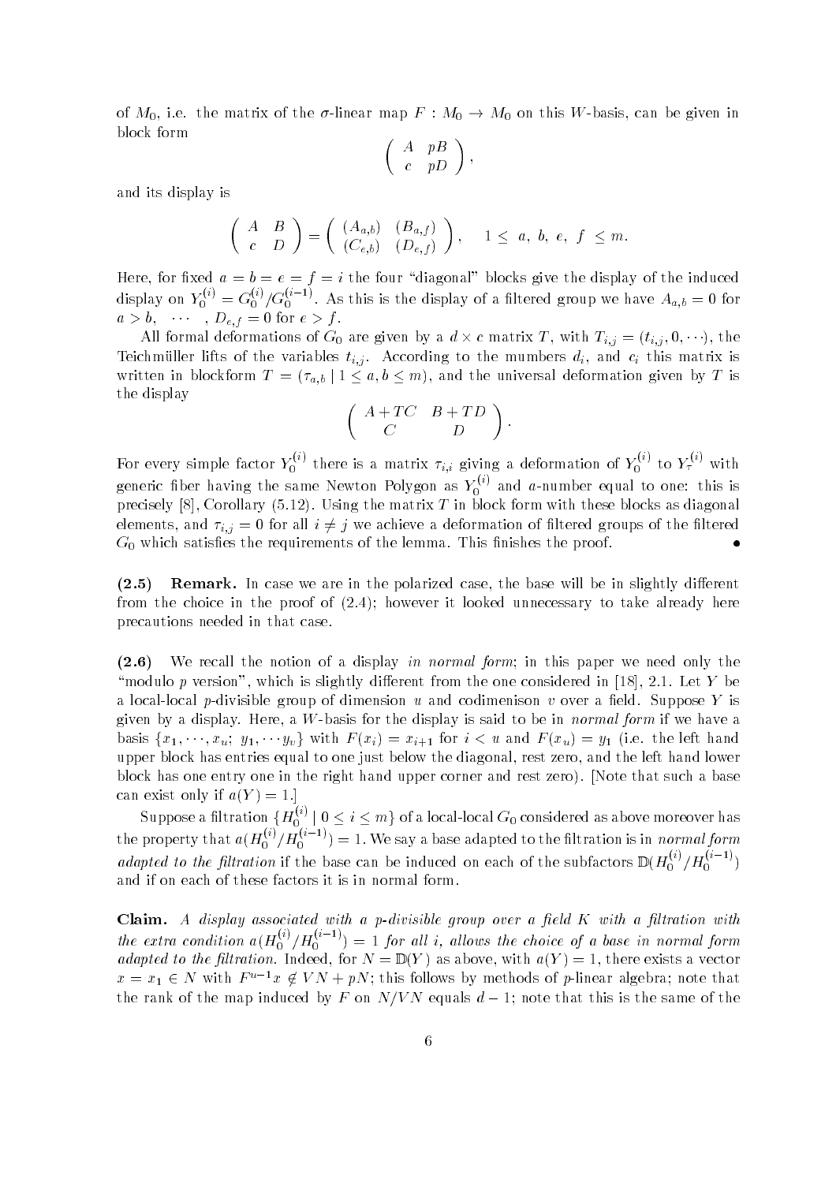of $M_0$, i.e. the matrix of the $\sigma$-linear map $F : M_0 \to M_0$ on this $W$-basis, can be given in block form

$$\begin{pmatrix} A & pB \\ c & pD \end{pmatrix},$$

and its display is

$$\begin{pmatrix} A & B \\ c & D \end{pmatrix} = \begin{pmatrix} (A_{a,b}) & (B_{a,f}) \\ (C_{e,b}) & (D_{e,f}) \end{pmatrix}, \quad 1 \le a, b, e, f \le m.$$

Here, for fixed $a = b = e = f = i$ the four "diagonal" blocks give the display of the induced display on $Y_0^{(i)} = G_0^{(i)}/G_0^{(i-1)}$. As this is the display of a filtered group we have $A_{a,b} = 0$ for $a > b$, $\cdots$ , $D_{e,f} = 0$ for $e > f$.

All formal deformations of $G_0$ are given by a $d \times c$ matrix $T$, with $T_{i,j} = (t_{i,j}, 0, \cdots)$, the Teichmüller lifts of the variables $t_{i,j}$. According to the mumbers $d_i$, and $c_i$ this matrix is written in blockform $T = (\tau_{a,b} \mid 1 \le a, b \le m)$, and the universal deformation given by $T$ is the display

$$\begin{pmatrix} A + TC & B + TD \\ C & D \end{pmatrix}.$$

For every simple factor $Y_0^{(i)}$ there is a matrix $\tau_{i,i}$ giving a deformation of $Y_0^{(i)}$ to $Y_\tau^{(i)}$ with generic fiber having the same Newton Polygon as $Y_0^{(i)}$ and $a$-number equal to one: this is precisely [8], Corollary (5.12). Using the matrix $T$ in block form with these blocks as diagonal elements, and $\tau_{i,j} = 0$ for all $i \neq j$ we achieve a deformation of filtered groups of the filtered $G_0$ which satisfies the requirements of the lemma. This finishes the proof. •

**(2.5) Remark.** In case we are in the polarized case, the base will be in slightly different from the choice in the proof of (2.4); however it looked unnecessary to take already here precautions needed in that case.

**(2.6)** We recall the notion of a display *in normal form*; in this paper we need only the "modulo $p$ version", which is slightly different from the one considered in [18], 2.1. Let $Y$ be a local-local $p$-divisible group of dimension $u$ and codimenison $v$ over a field. Suppose $Y$ is given by a display. Here, a $W$-basis for the display is said to be in *normal form* if we have a basis $\{x_1, \cdots, x_u;\ y_1, \cdots y_v\}$ with $F(x_i) = x_{i+1}$ for $i < u$ and $F(x_u) = y_1$ (i.e. the left hand upper block has entries equal to one just below the diagonal, rest zero, and the left hand lower block has one entry one in the right hand upper corner and rest zero). [Note that such a base can exist only if $a(Y) = 1$.]

Suppose a filtration $\{H_0^{(i)} \mid 0 \le i \le m\}$ of a local-local $G_0$ considered as above moreover has the property that $a(H_0^{(i)}/H_0^{(i-1)}) = 1$. We say a base adapted to the filtration is in *normal form adapted to the filtration* if the base can be induced on each of the subfactors $\mathbb{D}(H_0^{(i)}/H_0^{(i-1)})$ and if on each of these factors it is in normal form.

**Claim.** *A display associated with a $p$-divisible group over a field $K$ with a filtration with the extra condition $a(H_0^{(i)}/H_0^{(i-1)}) = 1$ for all $i$, allows the choice of a base in normal form adapted to the filtration.* Indeed, for $N = \mathbb{D}(Y)$ as above, with $a(Y) = 1$, there exists a vector $x = x_1 \in N$ with $F^{u-1}x \notin VN + pN$; this follows by methods of $p$-linear algebra; note that the rank of the map induced by $F$ on $N/VN$ equals $d - 1$; note that this is the same of the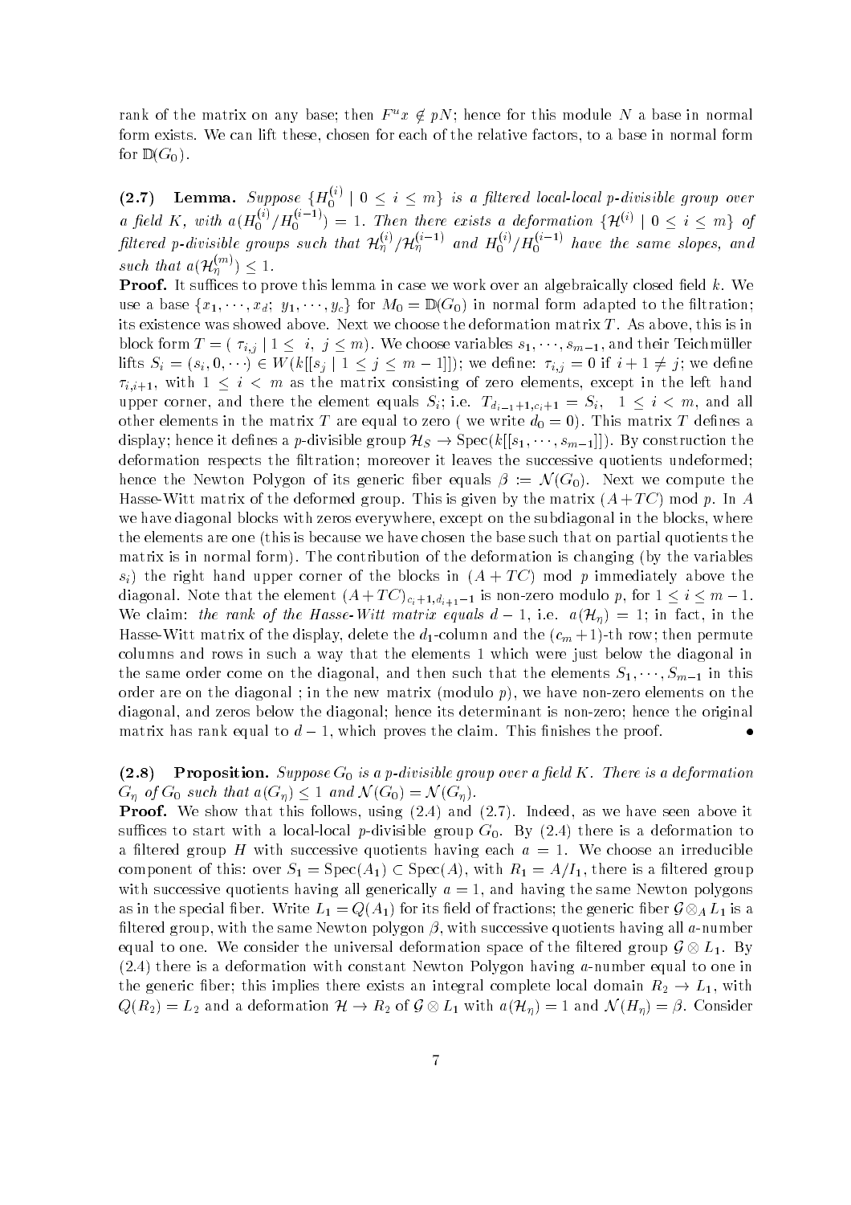rank of the matrix on any base; then $F^u x \notin pN$; hence for this module $N$ a base in normal form exists. We can lift these, chosen for each of the relative factors, to a base in normal form for $\mathbb{D}(G_0)$.

**(2.7) Lemma.** *Suppose $\{H_0^{(i)} \mid 0 \leq i \leq m\}$ is a filtered local-local $p$-divisible group over a field $K$, with $a(H_0^{(i)}/H_0^{(i-1)}) = 1$. Then there exists a deformation $\{\mathcal{H}^{(i)} \mid 0 \leq i \leq m\}$ of filtered $p$-divisible groups such that $\mathcal{H}_\eta^{(i)}/\mathcal{H}_\eta^{(i-1)}$ and $H_0^{(i)}/H_0^{(i-1)}$ have the same slopes, and such that $a(\mathcal{H}_\eta^{(m)}) \leq 1$.*

**Proof.** It suffices to prove this lemma in case we work over an algebraically closed field $k$. We use a base $\{x_1, \cdots, x_d;\ y_1, \cdots, y_c\}$ for $M_0 = \mathbb{D}(G_0)$ in normal form adapted to the filtration; its existence was showed above. Next we choose the deformation matrix $T$. As above, this is in block form $T = (\ \tau_{i,j} \mid 1 \leq\ i,\ j \leq m)$. We choose variables $s_1, \cdots, s_{m-1}$, and their Teichmüller lifts $S_i = (s_i, 0, \cdots) \in W(k[[s_j \mid 1 \leq j \leq m-1]])$; we define: $\tau_{i,j} = 0$ if $i + 1 \neq j$; we define $\tau_{i,i+1}$, with $1 \leq i < m$ as the matrix consisting of zero elements, except in the left hand upper corner, and there the element equals $S_i$; i.e. $T_{d_{i-1}+1, c_i+1} = S_i, \quad 1 \leq i < m$, and all other elements in the matrix $T$ are equal to zero ( we write $d_0 = 0$). This matrix $T$ defines a display; hence it defines a $p$-divisible group $\mathcal{H}_S \to \mathrm{Spec}(k[[s_1, \cdots, s_{m-1}]])$. By construction the deformation respects the filtration; moreover it leaves the successive quotients undeformed; hence the Newton Polygon of its generic fiber equals $\beta := \mathcal{N}(G_0)$. Next we compute the Hasse-Witt matrix of the deformed group. This is given by the matrix $(A+TC)$ mod $p$. In $A$ we have diagonal blocks with zeros everywhere, except on the subdiagonal in the blocks, where the elements are one (this is because we have chosen the base such that on partial quotients the matrix is in normal form). The contribution of the deformation is changing (by the variables $s_i$) the right hand upper corner of the blocks in $(A+TC)$ mod $p$ immediately above the diagonal. Note that the element $(A+TC)_{c_i+1, d_{i+1}-1}$ is non-zero modulo $p$, for $1 \leq i \leq m-1$. We claim: *the rank of the Hasse-Witt matrix equals $d-1$, i.e. $a(\mathcal{H}_\eta) = 1$*; in fact, in the Hasse-Witt matrix of the display, delete the $d_1$-column and the $(c_m+1)$-th row; then permute columns and rows in such a way that the elements 1 which were just below the diagonal in the same order come on the diagonal, and then such that the elements $S_1, \cdots, S_{m-1}$ in this order are on the diagonal ; in the new matrix (modulo $p$), we have non-zero elements on the diagonal, and zeros below the diagonal; hence its determinant is non-zero; hence the original matrix has rank equal to $d-1$, which proves the claim. This finishes the proof. •

**(2.8) Proposition.** *Suppose $G_0$ is a $p$-divisible group over a field $K$. There is a deformation $G_\eta$ of $G_0$ such that $a(G_\eta) \leq 1$ and $\mathcal{N}(G_0) = \mathcal{N}(G_\eta)$.*

**Proof.** We show that this follows, using (2.4) and (2.7). Indeed, as we have seen above it suffices to start with a local-local $p$-divisible group $G_0$. By (2.4) there is a deformation to a filtered group $H$ with successive quotients having each $a = 1$. We choose an irreducible component of this: over $S_1 = \mathrm{Spec}(A_1) \subset \mathrm{Spec}(A)$, with $R_1 = A/I_1$, there is a filtered group with successive quotients having all generically $a = 1$, and having the same Newton polygons as in the special fiber. Write $L_1 = Q(A_1)$ for its field of fractions; the generic fiber $\mathcal{G} \otimes_A L_1$ is a filtered group, with the same Newton polygon $\beta$, with successive quotients having all $a$-number equal to one. We consider the universal deformation space of the filtered group $\mathcal{G} \otimes L_1$. By (2.4) there is a deformation with constant Newton Polygon having $a$-number equal to one in the generic fiber; this implies there exists an integral complete local domain $R_2 \to L_1$, with $Q(R_2) = L_2$ and a deformation $\mathcal{H} \to R_2$ of $\mathcal{G} \otimes L_1$ with $a(\mathcal{H}_\eta) = 1$ and $\mathcal{N}(H_\eta) = \beta$. Consider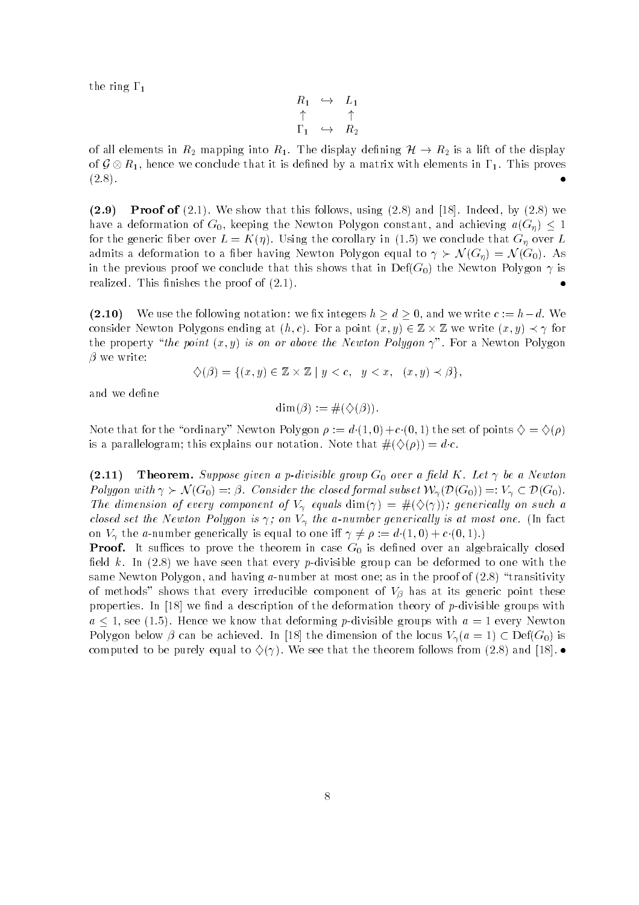the ring $\Gamma_1$

$$\begin{array}{ccc} R_1 & \hookrightarrow & L_1 \\ \uparrow & & \uparrow \\ \Gamma_1 & \hookrightarrow & R_2 \end{array}$$

of all elements in $R_2$ mapping into $R_1$. The display defining $\mathcal{H} \to R_2$ is a lift of the display of $\mathcal{G} \otimes R_1$, hence we conclude that it is defined by a matrix with elements in $\Gamma_1$. This proves (2.8). $\bullet$

**(2.9) Proof of** (2.1). We show that this follows, using (2.8) and [18]. Indeed, by (2.8) we have a deformation of $G_0$, keeping the Newton Polygon constant, and achieving $a(G_\eta) \leq 1$ for the generic fiber over $L = K(\eta)$. Using the corollary in (1.5) we conclude that $G_\eta$ over $L$ admits a deformation to a fiber having Newton Polygon equal to $\gamma \succ \mathcal{N}(G_\eta) = \mathcal{N}(G_0)$. As in the previous proof we conclude that this shows that in $\mathrm{Def}(G_0)$ the Newton Polygon $\gamma$ is realized. This finishes the proof of (2.1). $\bullet$

**(2.10)** We use the following notation: we fix integers $h \geq d \geq 0$, and we write $c := h - d$. We consider Newton Polygons ending at $(h, c)$. For a point $(x, y) \in \mathbb{Z} \times \mathbb{Z}$ we write $(x, y) \prec \gamma$ for the property "*the point* $(x, y)$ *is on or above the Newton Polygon* $\gamma$". For a Newton Polygon $\beta$ we write:

$$\diamondsuit(\beta) = \{(x, y) \in \mathbb{Z} \times \mathbb{Z} \mid y < c, \quad y < x, \quad (x, y) \prec \beta\},$$

and we define

$$\dim(\beta) := \#(\diamondsuit(\beta)).$$

Note that for the "ordinary" Newton Polygon $\rho := d{\cdot}(1, 0) + c{\cdot}(0, 1)$ the set of points $\diamondsuit = \diamondsuit(\rho)$ is a parallelogram; this explains our notation. Note that $\#(\diamondsuit(\rho)) = d{\cdot}c$.

**(2.11) Theorem.** *Suppose given a* $p$*-divisible group* $G_0$ *over a field* $K$*. Let* $\gamma$ *be a Newton Polygon with* $\gamma \succ \mathcal{N}(G_0) =: \beta$*. Consider the closed formal subset* $\mathcal{W}_\gamma(\mathcal{D}(G_0)) =: V_\gamma \subset \mathcal{D}(G_0)$*. The dimension of every component of* $V_\gamma$ *equals* $\dim(\gamma) = \#(\diamondsuit(\gamma))$*; generically on such a closed set the Newton Polygon is* $\gamma$*; on* $V_\gamma$ *the* $a$*-number generically is at most one.* (*In fact on* $V_\gamma$ *the* $a$*-number generically is equal to one iff* $\gamma \neq \rho := d{\cdot}(1, 0) + c{\cdot}(0, 1)$*.*)

**Proof.** It suffices to prove the theorem in case $G_0$ is defined over an algebraically closed field $k$. In (2.8) we have seen that every $p$-divisible group can be deformed to one with the same Newton Polygon, and having $a$-number at most one; as in the proof of (2.8) "transitivity of methods" shows that every irreducible component of $V_\beta$ has at its generic point these properties. In [18] we find a description of the deformation theory of $p$-divisible groups with $a \leq 1$, see (1.5). Hence we know that deforming $p$-divisible groups with $a = 1$ every Newton Polygon below $\beta$ can be achieved. In [18] the dimension of the locus $V_\gamma(a = 1) \subset \mathrm{Def}(G_0)$ is computed to be purely equal to $\diamondsuit(\gamma)$. We see that the theorem follows from (2.8) and [18]. $\bullet$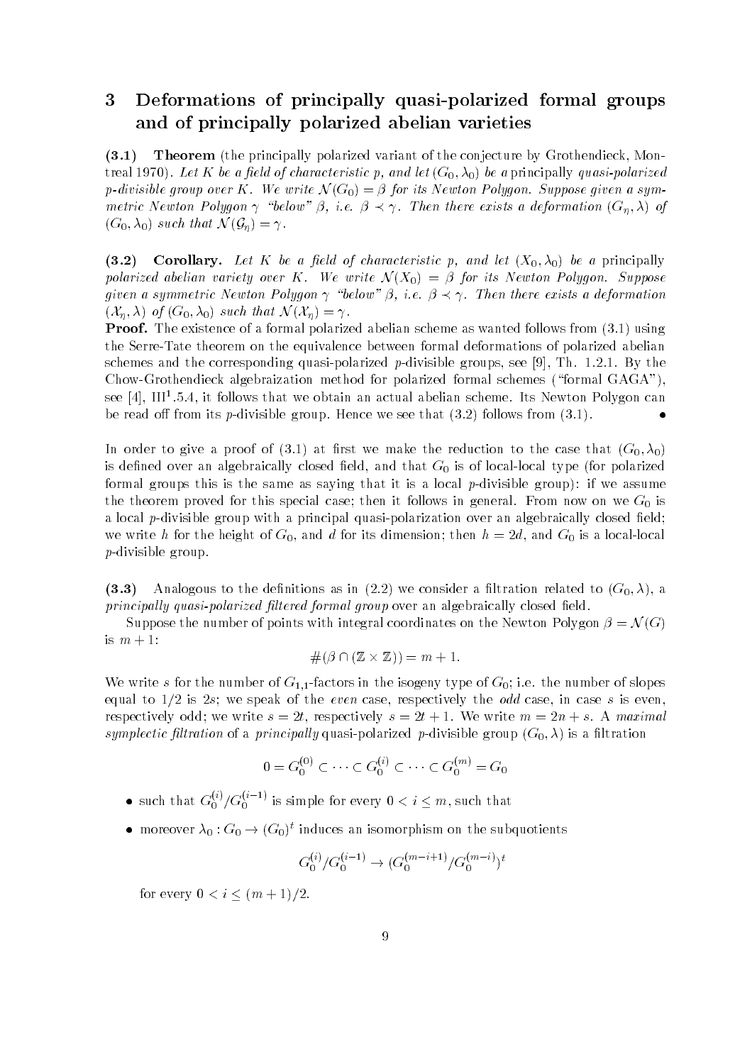## 3 Deformations of principally quasi-polarized formal groups and of principally polarized abelian varieties

**(3.1) Theorem** (the principally polarized variant of the conjecture by Grothendieck, Montreal 1970). *Let $K$ be a field of characteristic $p$, and let $(G_0, \lambda_0)$ be a* principally *quasi-polarized $p$-divisible group over $K$. We write $\mathcal{N}(G_0) = \beta$ for its Newton Polygon. Suppose given a symmetric Newton Polygon $\gamma$ "below" $\beta$, i.e. $\beta \prec \gamma$. Then there exists a deformation $(G_\eta, \lambda)$ of $(G_0, \lambda_0)$ such that $\mathcal{N}(\mathcal{G}_\eta) = \gamma$.*

**(3.2) Corollary.** *Let $K$ be a field of characteristic $p$, and let $(X_0, \lambda_0)$ be a* principally *polarized abelian variety over $K$. We write $\mathcal{N}(X_0) = \beta$ for its Newton Polygon. Suppose given a symmetric Newton Polygon $\gamma$ "below" $\beta$, i.e. $\beta \prec \gamma$. Then there exists a deformation $(\mathcal{X}_\eta, \lambda)$ of $(G_0, \lambda_0)$ such that $\mathcal{N}(\mathcal{X}_\eta) = \gamma$.*

**Proof.** The existence of a formal polarized abelian scheme as wanted follows from (3.1) using the Serre-Tate theorem on the equivalence between formal deformations of polarized abelian schemes and the corresponding quasi-polarized $p$-divisible groups, see [9], Th. 1.2.1. By the Chow-Grothendieck algebraization method for polarized formal schemes ("formal GAGA"), see [4], III[1].5.4, it follows that we obtain an actual abelian scheme. Its Newton Polygon can be read off from its $p$-divisible group. Hence we see that (3.2) follows from (3.1). $\bullet$

In order to give a proof of (3.1) at first we make the reduction to the case that $(G_0, \lambda_0)$ is defined over an algebraically closed field, and that $G_0$ is of local-local type (for polarized formal groups this is the same as saying that it is a local $p$-divisible group): if we assume the theorem proved for this special case; then it follows in general. From now on we $G_0$ is a local $p$-divisible group with a principal quasi-polarization over an algebraically closed field; we write $h$ for the height of $G_0$, and $d$ for its dimension; then $h = 2d$, and $G_0$ is a local-local $p$-divisible group.

**(3.3)** Analogous to the definitions as in (2.2) we consider a filtration related to $(G_0, \lambda)$, a *principally quasi-polarized filtered formal group* over an algebraically closed field.

Suppose the number of points with integral coordinates on the Newton Polygon $\beta = \mathcal{N}(G)$ is $m + 1$:

$$\#(\beta \cap (\mathbb{Z} \times \mathbb{Z})) = m + 1.$$

We write $s$ for the number of $G_{1,1}$-factors in the isogeny type of $G_0$; i.e. the number of slopes equal to $1/2$ is $2s$; we speak of the *even* case, respectively the *odd* case, in case $s$ is even, respectively odd; we write $s = 2t$, respectively $s = 2t + 1$. We write $m = 2n + s$. A *maximal symplectic filtration* of a *principally* quasi-polarized $p$-divisible group $(G_0, \lambda)$ is a filtration

$$0 = G_0^{(0)} \subset \cdots \subset G_0^{(i)} \subset \cdots \subset G_0^{(m)} = G_0$$

- such that $G_0^{(i)}/G_0^{(i-1)}$ is simple for every $0 < i \leq m$, such that
- moreover $\lambda_0 : G_0 \to (G_0)^t$ induces an isomorphism on the subquotients

$$G_0^{(i)}/G_0^{(i-1)} \to (G_0^{(m-i+1)}/G_0^{(m-i)})^t$$

for every $0 < i \leq (m + 1)/2$.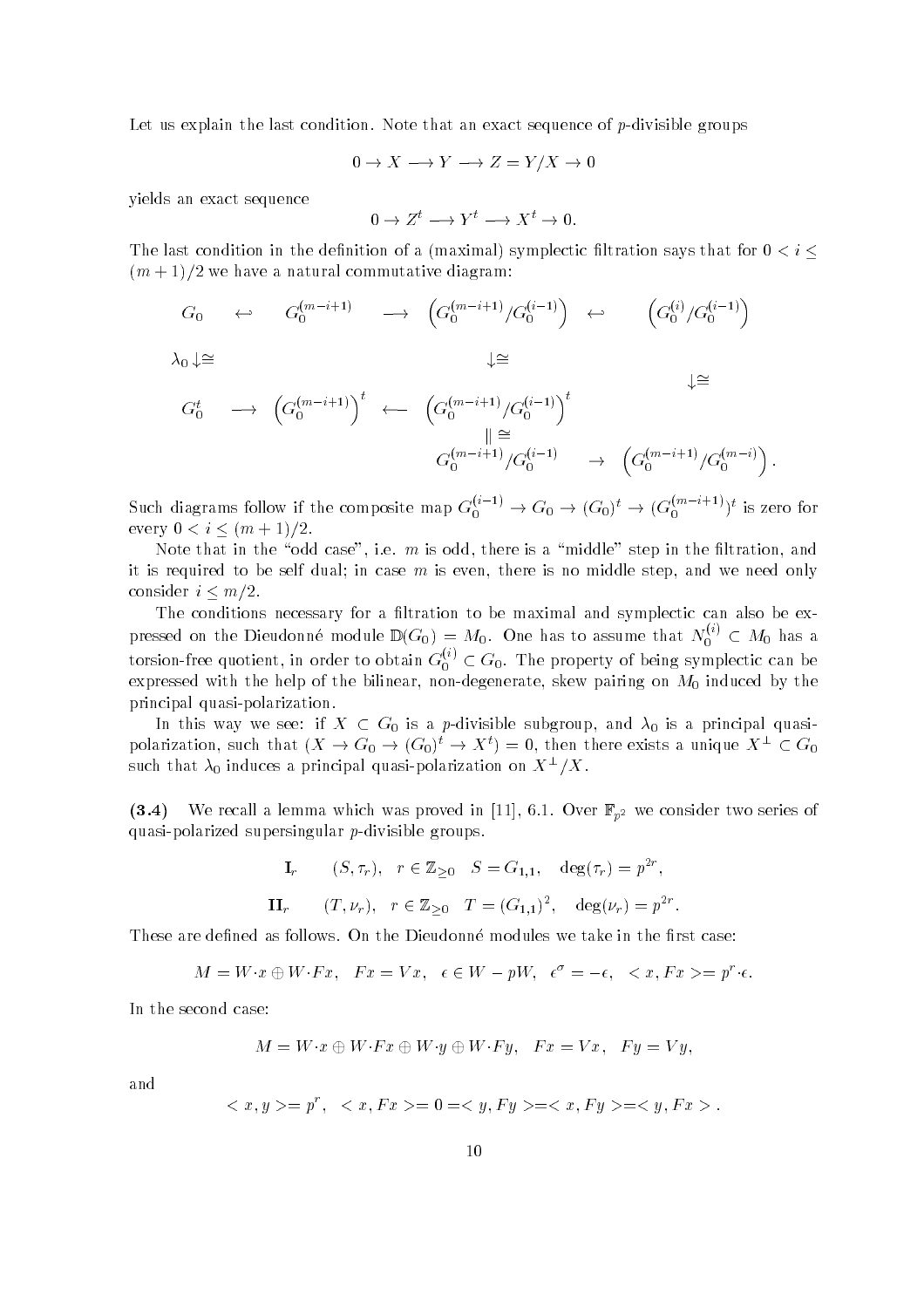Let us explain the last condition. Note that an exact sequence of $p$-divisible groups

$$0 \to X \longrightarrow Y \longrightarrow Z = Y/X \to 0$$

yields an exact sequence

$$0 \to Z^t \longrightarrow Y^t \longrightarrow X^t \to 0.$$

The last condition in the definition of a (maximal) symplectic filtration says that for $0 < i \leq (m+1)/2$ we have a natural commutative diagram:

$$\begin{array}{ccccccc}
G_0 & \hookleftarrow & G_0^{(m-i+1)} & \longrightarrow & \left(G_0^{(m-i+1)}/G_0^{(i-1)}\right) & \hookleftarrow & \left(G_0^{(i)}/G_0^{(i-1)}\right) \\
\lambda_0 \downarrow\cong & & & & \downarrow\cong & & \downarrow\cong \\
G_0^t & \longrightarrow & \left(G_0^{(m-i+1)}\right)^t & \longleftarrow & \left(G_0^{(m-i+1)}/G_0^{(i-1)}\right)^t & & \\
 & & & & \| \cong & & \\
 & & & & G_0^{(m-i+1)}/G_0^{(i-1)} & \to & \left(G_0^{(m-i+1)}/G_0^{(m-i)}\right).
\end{array}$$

Such diagrams follow if the composite map $G_0^{(i-1)} \to G_0 \to (G_0)^t \to (G_0^{(m-i+1)})^t$ is zero for every $0 < i \leq (m+1)/2$.

Note that in the "odd case", i.e. $m$ is odd, there is a "middle" step in the filtration, and it is required to be self dual; in case $m$ is even, there is no middle step, and we need only consider $i \leq m/2$.

The conditions necessary for a filtration to be maximal and symplectic can also be expressed on the Dieudonné module $\mathbb{D}(G_0) = M_0$. One has to assume that $N_0^{(i)} \subset M_0$ has a torsion-free quotient, in order to obtain $G_0^{(i)} \subset G_0$. The property of being symplectic can be expressed with the help of the bilinear, non-degenerate, skew pairing on $M_0$ induced by the principal quasi-polarization.

In this way we see: if $X \subset G_0$ is a $p$-divisible subgroup, and $\lambda_0$ is a principal quasi-polarization, such that $(X \to G_0 \to (G_0)^t \to X^t) = 0$, then there exists a unique $X^\perp \subset G_0$ such that $\lambda_0$ induces a principal quasi-polarization on $X^\perp/X$.

**(3.4)** We recall a lemma which was proved in [11], 6.1. Over $\mathbb{F}_{p^2}$ we consider two series of quasi-polarized supersingular $p$-divisible groups.

$$\mathbf{I}_r \qquad (S, \tau_r), \quad r \in \mathbb{Z}_{\geq 0} \quad S = G_{1,1}, \quad \deg(\tau_r) = p^{2r},$$

$$\mathbf{II}_r \qquad (T, \nu_r), \quad r \in \mathbb{Z}_{\geq 0} \quad T = (G_{1,1})^2, \quad \deg(\nu_r) = p^{2r}.$$

These are defined as follows. On the Dieudonné modules we take in the first case:

$$M = W{\cdot}x \oplus W{\cdot}Fx, \quad Fx = Vx, \quad \epsilon \in W - pW, \quad \epsilon^\sigma = -\epsilon, \quad <x, Fx> = p^r{\cdot}\epsilon.$$

In the second case:

$$M = W{\cdot}x \oplus W{\cdot}Fx \oplus W{\cdot}y \oplus W{\cdot}Fy, \quad Fx = Vx, \quad Fy = Vy,$$

and

$$<x, y> = p^r, \quad <x, Fx> = 0 = <y, Fy> = <x, Fy> = <y, Fx>.$$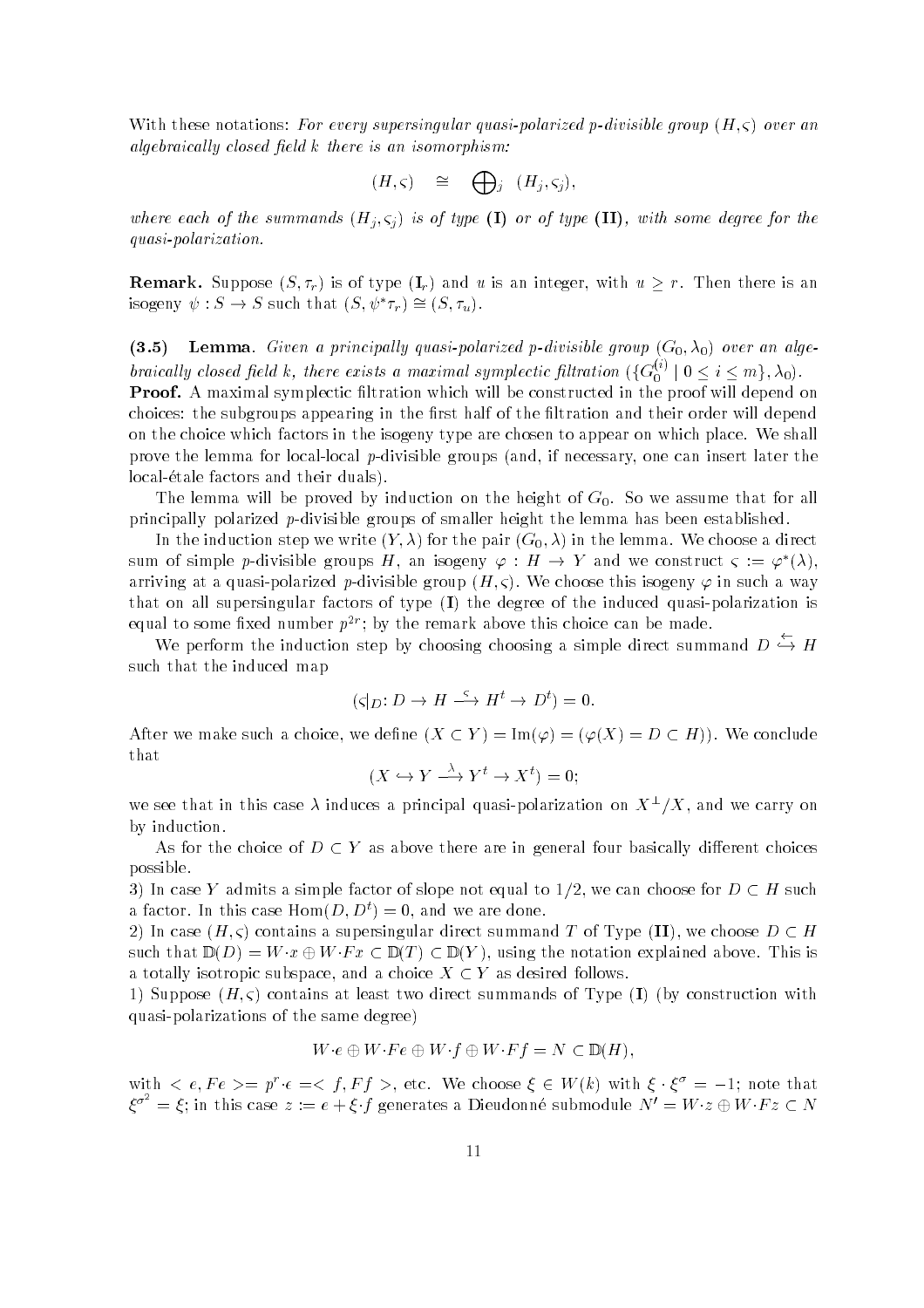With these notations: *For every supersingular quasi-polarized p-divisible group* $(H, \varsigma)$ *over an algebraically closed field* $k$ *there is an isomorphism:*

$$(H, \varsigma) \quad \cong \quad \bigoplus_j \ (H_j, \varsigma_j),$$

*where each of the summands* $(H_j, \varsigma_j)$ *is of type* **(I)** *or of type* **(II)***, with some degree for the quasi-polarization.*

**Remark.** Suppose $(S, \tau_r)$ is of type $(\mathbf{I}_r)$ and $u$ is an integer, with $u \geq r$. Then there is an isogeny $\psi : S \to S$ such that $(S, \psi^* \tau_r) \cong (S, \tau_u)$.

**(3.5) Lemma**. *Given a principally quasi-polarized p-divisible group* $(G_0, \lambda_0)$ *over an algebraically closed field* $k$*, there exists a maximal symplectic filtration* $(\{G_0^{(i)} \mid 0 \leq i \leq m\}, \lambda_0)$.

**Proof.** A maximal symplectic filtration which will be constructed in the proof will depend on choices: the subgroups appearing in the first half of the filtration and their order will depend on the choice which factors in the isogeny type are chosen to appear on which place. We shall prove the lemma for local-local $p$-divisible groups (and, if necessary, one can insert later the local-étale factors and their duals).

The lemma will be proved by induction on the height of $G_0$. So we assume that for all principally polarized $p$-divisible groups of smaller height the lemma has been established.

In the induction step we write $(Y, \lambda)$ for the pair $(G_0, \lambda)$ in the lemma. We choose a direct sum of simple $p$-divisible groups $H$, an isogeny $\varphi : H \to Y$ and we construct $\varsigma := \varphi^*(\lambda)$, arriving at a quasi-polarized $p$-divisible group $(H, \varsigma)$. We choose this isogeny $\varphi$ in such a way that on all supersingular factors of type **(I)** the degree of the induced quasi-polarization is equal to some fixed number $p^{2r}$; by the remark above this choice can be made.

We perform the induction step by choosing choosing a simple direct summand $D \overset{\leftarrow}{\hookrightarrow} H$ such that the induced map

$$(\varsigma|_D \colon D \to H \xrightarrow{\varsigma} H^t \to D^t) = 0.$$

After we make such a choice, we define $(X \subset Y) = \mathrm{Im}(\varphi) = (\varphi(X) = D \subset H))$. We conclude that

$$(X \hookrightarrow Y \xrightarrow{\lambda} Y^t \to X^t) = 0;$$

we see that in this case $\lambda$ induces a principal quasi-polarization on $X^{\perp}/X$, and we carry on by induction.

As for the choice of $D \subset Y$ as above there are in general four basically different choices possible.

3) In case $Y$ admits a simple factor of slope not equal to $1/2$, we can choose for $D \subset H$ such a factor. In this case $\mathrm{Hom}(D, D^t) = 0$, and we are done.

2) In case $(H, \varsigma)$ contains a supersingular direct summand $T$ of Type **(II)**, we choose $D \subset H$ such that $\mathbb{D}(D) = W{\cdot}x \oplus W{\cdot}Fx \subset \mathbb{D}(T) \subset \mathbb{D}(Y)$, using the notation explained above. This is a totally isotropic subspace, and a choice $X \subset Y$ as desired follows.

1) Suppose $(H, \varsigma)$ contains at least two direct summands of Type **(I)** (by construction with quasi-polarizations of the same degree)

$$W{\cdot}e \oplus W{\cdot}Fe \oplus W{\cdot}f \oplus W{\cdot}Ff = N \subset \mathbb{D}(H),$$

with $< e, Fe >= p^r{\cdot}\epsilon =< f, Ff >$, etc. We choose $\xi \in W(k)$ with $\xi \cdot \xi^{\sigma} = -1$; note that $\xi^{\sigma^2} = \xi$; in this case $z := e + \xi{\cdot}f$ generates a Dieudonné submodule $N' = W{\cdot}z \oplus W{\cdot}Fz \subset N$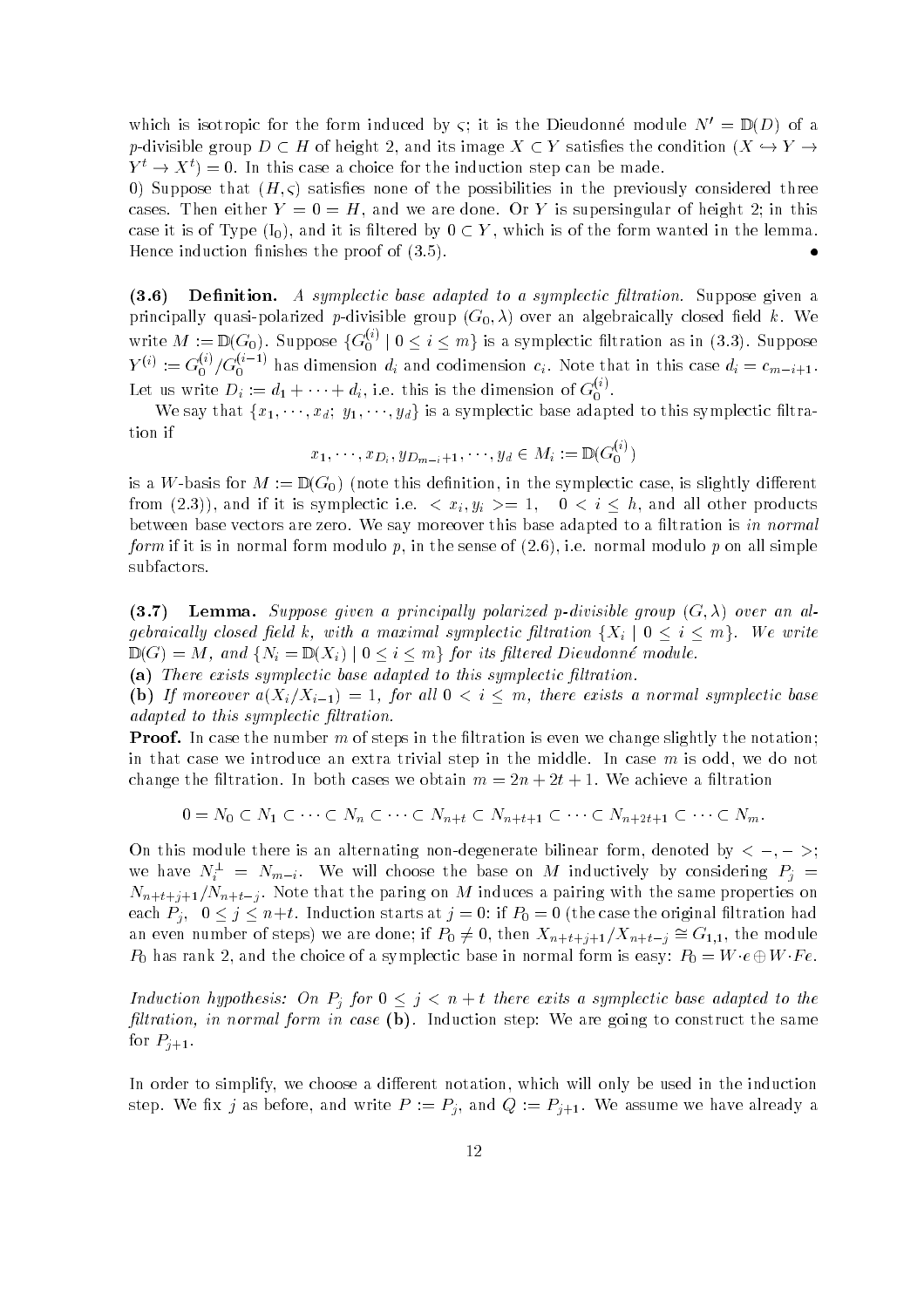which is isotropic for the form induced by $\varsigma$; it is the Dieudonné module $N' = \mathbb{D}(D)$ of a $p$-divisible group $D \subset H$ of height 2, and its image $X \subset Y$ satisfies the condition $(X \hookrightarrow Y \to Y^t \to X^t) = 0$. In this case a choice for the induction step can be made.

0) Suppose that $(H, \varsigma)$ satisfies none of the possibilities in the previously considered three cases. Then either $Y = 0 = H$, and we are done. Or $Y$ is supersingular of height 2; in this case it is of Type ($\mathrm{I}_0$), and it is filtered by $0 \subset Y$, which is of the form wanted in the lemma. Hence induction finishes the proof of (3.5). •

**(3.6) Definition.** *A symplectic base adapted to a symplectic filtration.* Suppose given a principally quasi-polarized $p$-divisible group $(G_0, \lambda)$ over an algebraically closed field $k$. We write $M := \mathbb{D}(G_0)$. Suppose $\{G_0^{(i)} \mid 0 \leq i \leq m\}$ is a symplectic filtration as in (3.3). Suppose $Y^{(i)} := G_0^{(i)}/G_0^{(i-1)}$ has dimension $d_i$ and codimension $c_i$. Note that in this case $d_i = c_{m-i+1}$. Let us write $D_i := d_1 + \cdots + d_i$, i.e. this is the dimension of $G_0^{(i)}$.

We say that $\{x_1, \cdots, x_d;\ y_1, \cdots, y_d\}$ is a symplectic base adapted to this symplectic filtration if

$$x_1, \cdots, x_{D_i}, y_{D_{m-i}+1}, \cdots, y_d \in M_i := \mathbb{D}(G_0^{(i)})$$

is a $W$-basis for $M := \mathbb{D}(G_0)$ (note this definition, in the symplectic case, is slightly different from (2.3)), and if it is symplectic i.e. $< x_i, y_i >= 1, \quad 0 < i \leq h$, and all other products between base vectors are zero. We say moreover this base adapted to a filtration is *in normal form* if it is in normal form modulo $p$, in the sense of (2.6), i.e. normal modulo $p$ on all simple subfactors.

**(3.7) Lemma.** *Suppose given a principally polarized $p$-divisible group $(G, \lambda)$ over an algebraically closed field $k$, with a maximal symplectic filtration $\{X_i \mid 0 \leq i \leq m\}$. We write $\mathbb{D}(G) = M$, and $\{N_i = \mathbb{D}(X_i) \mid 0 \leq i \leq m\}$ for its filtered Dieudonné module.*

**(a)** *There exists symplectic base adapted to this symplectic filtration.*

**(b)** *If moreover $a(X_i/X_{i-1}) = 1$, for all $0 < i \leq m$, there exists a normal symplectic base adapted to this symplectic filtration.*

**Proof.** In case the number $m$ of steps in the filtration is even we change slightly the notation; in that case we introduce an extra trivial step in the middle. In case $m$ is odd, we do not change the filtration. In both cases we obtain $m = 2n + 2t + 1$. We achieve a filtration

$$0 = N_0 \subset N_1 \subset \cdots \subset N_n \subset \cdots \subset N_{n+t} \subset N_{n+t+1} \subset \cdots \subset N_{n+2t+1} \subset \cdots \subset N_m.$$

On this module there is an alternating non-degenerate bilinear form, denoted by $< -, - >$; we have $N_i^{\perp} = N_{m-i}$. We will choose the base on $M$ inductively by considering $P_j = N_{n+t+j+1}/N_{n+t-j}$. Note that the paring on $M$ induces a pairing with the same properties on each $P_j$, $0 \leq j \leq n+t$. Induction starts at $j = 0$: if $P_0 = 0$ (the case the original filtration had an even number of steps) we are done; if $P_0 \neq 0$, then $X_{n+t+j+1}/X_{n+t-j} \cong G_{1,1}$, the module $P_0$ has rank 2, and the choice of a symplectic base in normal form is easy: $P_0 = W \cdot e \oplus W \cdot Fe$.

*Induction hypothesis: On $P_j$ for $0 \leq j < n+t$ there exits a symplectic base adapted to the filtration, in normal form in case* **(b)**. Induction step: We are going to construct the same for $P_{j+1}$.

In order to simplify, we choose a different notation, which will only be used in the induction step. We fix $j$ as before, and write $P := P_j$, and $Q := P_{j+1}$. We assume we have already a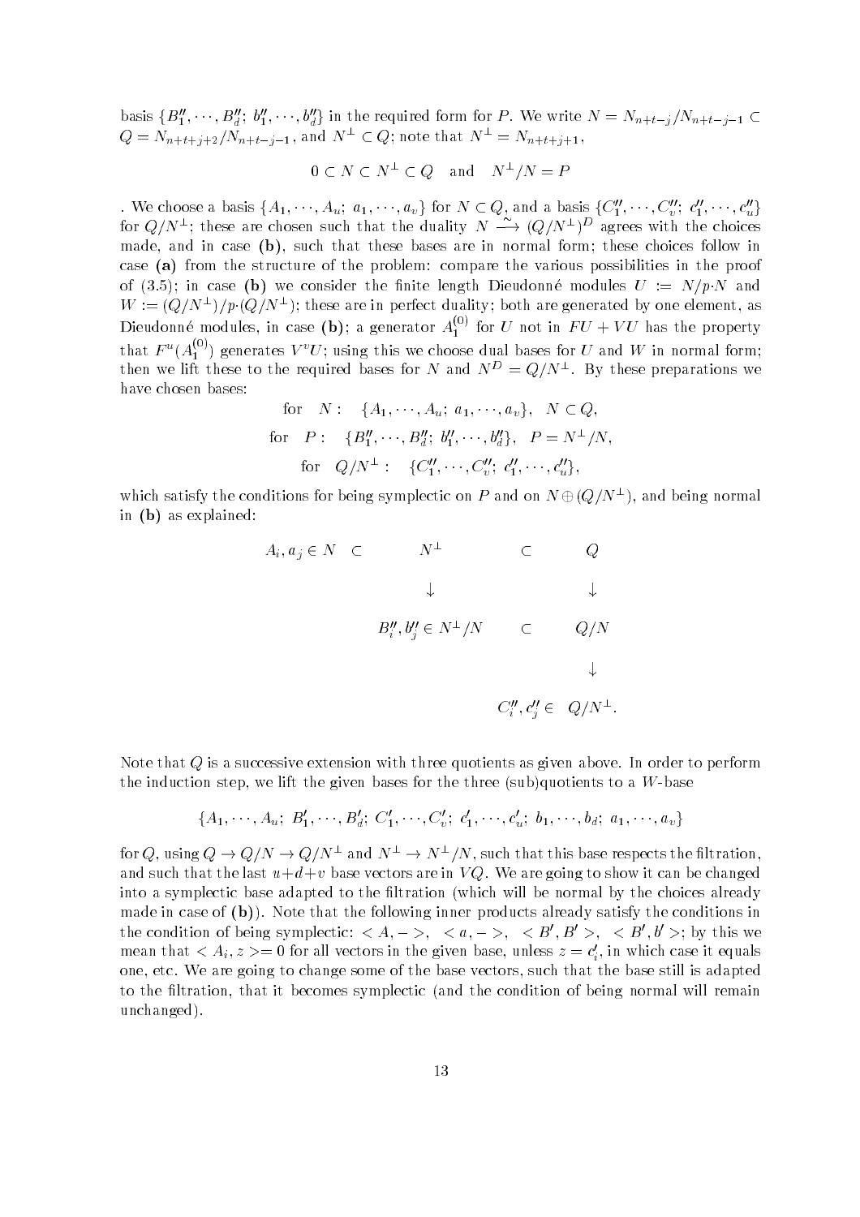basis $\{B''_1, \cdots, B''_d;\ b''_1, \cdots, b''_d\}$ in the required form for $P$. We write $N = N_{n+t-j}/N_{n+t-j-1} \subset Q = N_{n+t+j+2}/N_{n+t-j-1}$, and $N^{\perp} \subset Q$; note that $N^{\perp} = N_{n+t+j+1}$,

$$0 \subset N \subset N^{\perp} \subset Q \quad \text{and} \quad N^{\perp}/N = P$$

. We choose a basis $\{A_1, \cdots, A_u;\ a_1, \cdots, a_v\}$ for $N \subset Q$, and a basis $\{C''_1, \cdots, C''_v;\ c''_1, \cdots, c''_u\}$ for $Q/N^{\perp}$; these are chosen such that the duality $N \xrightarrow{\sim} (Q/N^{\perp})^D$ agrees with the choices made, and in case **(b)**, such that these bases are in normal form; these choices follow in case **(a)** from the structure of the problem: compare the various possibilities in the proof of (3.5); in case **(b)** we consider the finite length Dieudonné modules $U := N/p{\cdot}N$ and $W := (Q/N^{\perp})/p{\cdot}(Q/N^{\perp})$; these are in perfect duality; both are generated by one element, as Dieudonné modules, in case **(b)**; a generator $A_1^{(0)}$ for $U$ not in $FU + VU$ has the property that $F^u(A_1^{(0)})$ generates $V^vU$; using this we choose dual bases for $U$ and $W$ in normal form; then we lift these to the required bases for $N$ and $N^D = Q/N^{\perp}$. By these preparations we have chosen bases:

$$\begin{aligned}
\text{for} \quad N: &\quad \{A_1, \cdots, A_u;\ a_1, \cdots, a_v\}, \quad N \subset Q,\\
\text{for} \quad P: &\quad \{B''_1, \cdots, B''_d;\ b''_1, \cdots, b''_d\}, \quad P = N^{\perp}/N,\\
\text{for} \quad Q/N^{\perp}: &\quad \{C''_1, \cdots, C''_v;\ c''_1, \cdots, c''_u\},
\end{aligned}$$

which satisfy the conditions for being symplectic on $P$ and on $N \oplus (Q/N^{\perp})$, and being normal in **(b)** as explained:

$$\begin{array}{ccccc}
A_i, a_j \in N \ \subset & N^{\perp} & \subset & Q & \\
 & \downarrow & & \downarrow & \\
 & B''_i, b''_j \in N^{\perp}/N & \subset & Q/N & \\
 & & & \downarrow & \\
 & & & C''_i, c''_j \in & Q/N^{\perp}.
\end{array}$$

Note that $Q$ is a successive extension with three quotients as given above. In order to perform the induction step, we lift the given bases for the three (sub)quotients to a $W$-base

$$\{A_1, \cdots, A_u;\ B'_1, \cdots, B'_d;\ C'_1, \cdots, C'_v;\ c'_1, \cdots, c'_u;\ b_1, \cdots, b_d;\ a_1, \cdots, a_v\}$$

for $Q$, using $Q \to Q/N \to Q/N^{\perp}$ and $N^{\perp} \to N^{\perp}/N$, such that this base respects the filtration, and such that the last $u{+}d{+}v$ base vectors are in $VQ$. We are going to show it can be changed into a symplectic base adapted to the filtration (which will be normal by the choices already made in case of **(b)**). Note that the following inner products already satisfy the conditions in the condition of being symplectic: $< A, - >$, $< a, - >$, $< B', B' >$, $< B', b' >$; by this we mean that $< A_i, z >= 0$ for all vectors in the given base, unless $z = c'_i$, in which case it equals one, etc. We are going to change some of the base vectors, such that the base still is adapted to the filtration, that it becomes symplectic (and the condition of being normal will remain unchanged).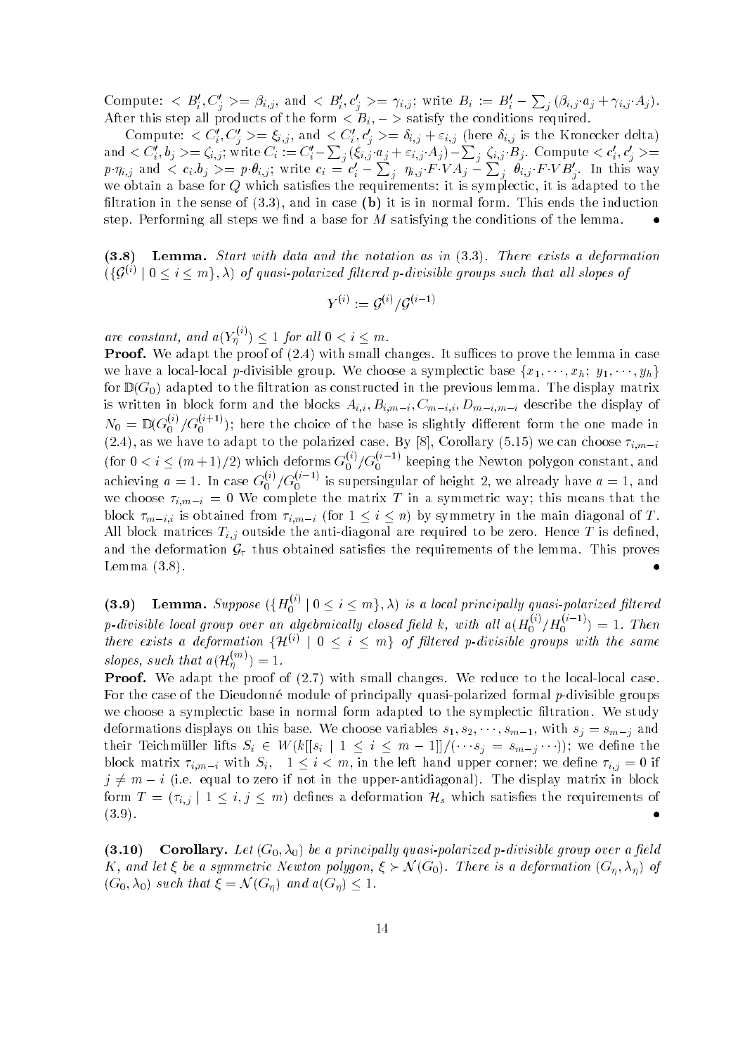Compute: $< B_i', C_j' >= \beta_{i,j}$, and $< B_i', c_j' >= \gamma_{i,j}$; write $B_i := B_i' - \sum_j (\beta_{i,j} \cdot a_j + \gamma_{i,j} \cdot A_j)$. After this step all products of the form $< B_i, - >$ satisfy the conditions required.

Compute: $< C_i', C_j' >= \xi_{i,j}$, and $< C_i', c_j' >= \delta_{i,j} + \varepsilon_{i,j}$ (here $\delta_{i,j}$ is the Kronecker delta) and $< C_i', b_j >= \zeta_{i,j}$; write $C_i := C_i' - \sum_j (\xi_{i,j} \cdot a_j + \varepsilon_{i,j} \cdot A_j) - \sum_j \zeta_{i,j} \cdot B_j$. Compute $< c_i', c_j' >= p \cdot \eta_{i,j}$ and $< c_i . b_j >= p \cdot \theta_{i,j}$; write $c_i = c_i' - \sum_j \eta_{i,j} \cdot F \cdot VA_j - \sum_j \theta_{i,j} \cdot F \cdot VB_j'$. In this way we obtain a base for $Q$ which satisfies the requirements: it is symplectic, it is adapted to the filtration in the sense of (3.3), and in case **(b)** it is in normal form. This ends the induction step. Performing all steps we find a base for $M$ satisfying the conditions of the lemma. •

**(3.8) Lemma.** *Start with data and the notation as in (3.3). There exists a deformation* $(\{\mathcal{G}^{(i)} \mid 0 \leq i \leq m\}, \lambda)$ *of quasi-polarized filtered p-divisible groups such that all slopes of*

$$Y^{(i)} := \mathcal{G}^{(i)} / \mathcal{G}^{(i-1)}$$

*are constant, and* $a(Y_\eta^{(i)}) \leq 1$ *for all* $0 < i \leq m$.

**Proof.** We adapt the proof of (2.4) with small changes. It suffices to prove the lemma in case we have a local-local $p$-divisible group. We choose a symplectic base $\{x_1, \cdots, x_h;\ y_1, \cdots, y_h\}$ for $\mathbb{D}(G_0)$ adapted to the filtration as constructed in the previous lemma. The display matrix is written in block form and the blocks $A_{i,i}, B_{i,m-i}, C_{m-i,i}, D_{m-i,m-i}$ describe the display of $N_0 = \mathbb{D}(G_0^{(i)}/G_0^{(i+1)})$; here the choice of the base is slightly different form the one made in (2.4), as we have to adapt to the polarized case. By [8], Corollary (5.15) we can choose $\tau_{i,m-i}$ (for $0 < i \leq (m+1)/2$) which deforms $G_0^{(i)}/G_0^{(i-1)}$ keeping the Newton polygon constant, and achieving $a = 1$. In case $G_0^{(i)}/G_0^{(i-1)}$ is supersingular of height 2, we already have $a = 1$, and we choose $\tau_{i,m-i} = 0$ We complete the matrix $T$ in a symmetric way; this means that the block $\tau_{m-i,i}$ is obtained from $\tau_{i,m-i}$ (for $1 \leq i \leq n$) by symmetry in the main diagonal of $T$. All block matrices $T_{i,j}$ outside the anti-diagonal are required to be zero. Hence $T$ is defined, and the deformation $\mathcal{G}_\tau$ thus obtained satisfies the requirements of the lemma. This proves Lemma (3.8). •

**(3.9) Lemma.** *Suppose* $(\{H_0^{(i)} \mid 0 \leq i \leq m\}, \lambda)$ *is a local principally quasi-polarized filtered p-divisible local group over an algebraically closed field k, with all* $a(H_0^{(i)}/H_0^{(i-1)}) = 1$. *Then there exists a deformation* $\{\mathcal{H}^{(i)} \mid 0 \leq i \leq m\}$ *of filtered p-divisible groups with the same slopes, such that* $a(\mathcal{H}_\eta^{(m)}) = 1$.

**Proof.** We adapt the proof of (2.7) with small changes. We reduce to the local-local case. For the case of the Dieudonné module of principally quasi-polarized formal $p$-divisible groups we choose a symplectic base in normal form adapted to the symplectic filtration. We study deformations displays on this base. We choose variables $s_1, s_2, \cdots, s_{m-1}$, with $s_j = s_{m-j}$ and their Teichmüller lifts $S_i \in W(k[[s_i \mid 1 \leq i \leq m-1]]/(\cdots s_j = s_{m-j} \cdots))$; we define the block matrix $\tau_{i,m-i}$ with $S_i$, $1 \leq i < m$, in the left hand upper corner; we define $\tau_{i,j} = 0$ if $j \neq m-i$ (i.e. equal to zero if not in the upper-antidiagonal). The display matrix in block form $T = (\tau_{i,j} \mid 1 \leq i, j \leq m)$ defines a deformation $\mathcal{H}_s$ which satisfies the requirements of (3.9). •

**(3.10) Corollary.** *Let* $(G_0, \lambda_0)$ *be a principally quasi-polarized p-divisible group over a field K, and let* $\xi$ *be a symmetric Newton polygon,* $\xi \succ \mathcal{N}(G_0)$. *There is a deformation* $(G_\eta, \lambda_\eta)$ *of* $(G_0, \lambda_0)$ *such that* $\xi = \mathcal{N}(G_\eta)$ *and* $a(G_\eta) \leq 1$.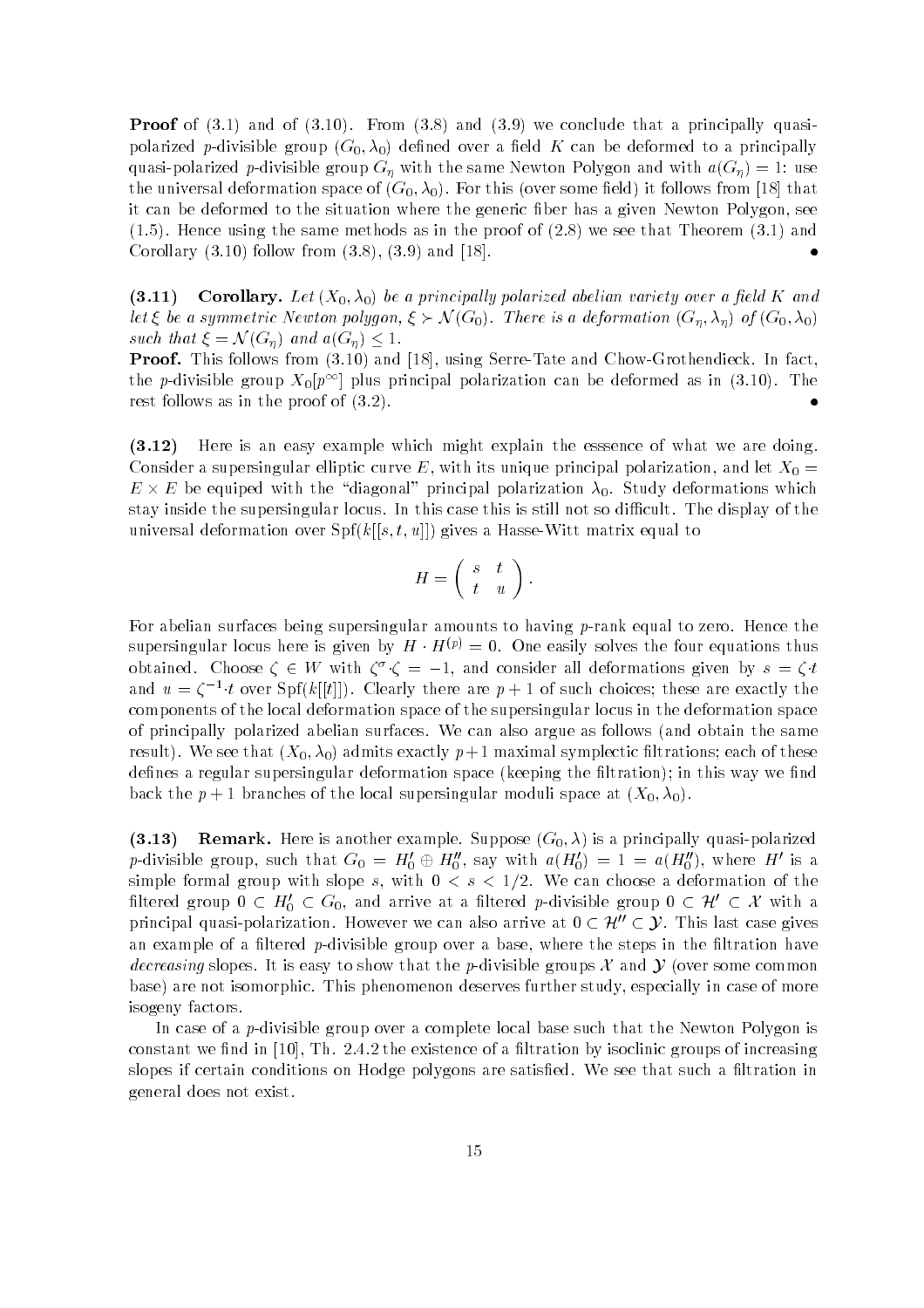**Proof** of (3.1) and of (3.10). From (3.8) and (3.9) we conclude that a principally quasi-polarized $p$-divisible group $(G_0, \lambda_0)$ defined over a field $K$ can be deformed to a principally quasi-polarized $p$-divisible group $G_\eta$ with the same Newton Polygon and with $a(G_\eta) = 1$: use the universal deformation space of $(G_0, \lambda_0)$. For this (over some field) it follows from [18] that it can be deformed to the situation where the generic fiber has a given Newton Polygon, see (1.5). Hence using the same methods as in the proof of (2.8) we see that Theorem (3.1) and Corollary (3.10) follow from (3.8), (3.9) and [18]. •

**(3.11) Corollary.** *Let $(X_0, \lambda_0)$ be a principally polarized abelian variety over a field $K$ and let $\xi$ be a symmetric Newton polygon, $\xi \succ \mathcal{N}(G_0)$. There is a deformation $(G_\eta, \lambda_\eta)$ of $(G_0, \lambda_0)$ such that $\xi = \mathcal{N}(G_\eta)$ and $a(G_\eta) \leq 1$.*

**Proof.** This follows from (3.10) and [18], using Serre-Tate and Chow-Grothendieck. In fact, the $p$-divisible group $X_0[p^\infty]$ plus principal polarization can be deformed as in (3.10). The rest follows as in the proof of (3.2). •

**(3.12)** Here is an easy example which might explain the esssence of what we are doing. Consider a supersingular elliptic curve $E$, with its unique principal polarization, and let $X_0 = E \times E$ be equiped with the "diagonal" principal polarization $\lambda_0$. Study deformations which stay inside the supersingular locus. In this case this is still not so difficult. The display of the universal deformation over $\mathrm{Spf}(k[[s,t,u]])$ gives a Hasse-Witt matrix equal to

$$H = \begin{pmatrix} s & t \\ t & u \end{pmatrix}.$$

For abelian surfaces being supersingular amounts to having $p$-rank equal to zero. Hence the supersingular locus here is given by $H \cdot H^{(p)} = 0$. One easily solves the four equations thus obtained. Choose $\zeta \in W$ with $\zeta^\sigma \cdot \zeta = -1$, and consider all deformations given by $s = \zeta \cdot t$ and $u = \zeta^{-1} \cdot t$ over $\mathrm{Spf}(k[[t]])$. Clearly there are $p+1$ of such choices; these are exactly the components of the local deformation space of the supersingular locus in the deformation space of principally polarized abelian surfaces. We can also argue as follows (and obtain the same result). We see that $(X_0, \lambda_0)$ admits exactly $p+1$ maximal symplectic filtrations; each of these defines a regular supersingular deformation space (keeping the filtration); in this way we find back the $p+1$ branches of the local supersingular moduli space at $(X_0, \lambda_0)$.

**(3.13) Remark.** Here is another example. Suppose $(G_0, \lambda)$ is a principally quasi-polarized $p$-divisible group, such that $G_0 = H_0' \oplus H_0''$, say with $a(H_0') = 1 = a(H_0'')$, where $H'$ is a simple formal group with slope $s$, with $0 < s < 1/2$. We can choose a deformation of the filtered group $0 \subset H_0' \subset G_0$, and arrive at a filtered $p$-divisible group $0 \subset \mathcal{H}' \subset \mathcal{X}$ with a principal quasi-polarization. However we can also arrive at $0 \subset \mathcal{H}'' \subset \mathcal{Y}$. This last case gives an example of a filtered $p$-divisible group over a base, where the steps in the filtration have *decreasing* slopes. It is easy to show that the $p$-divisible groups $\mathcal{X}$ and $\mathcal{Y}$ (over some common base) are not isomorphic. This phenomenon deserves further study, especially in case of more isogeny factors.

In case of a $p$-divisible group over a complete local base such that the Newton Polygon is constant we find in [10], Th. 2.4.2 the existence of a filtration by isoclinic groups of increasing slopes if certain conditions on Hodge polygons are satisfied. We see that such a filtration in general does not exist.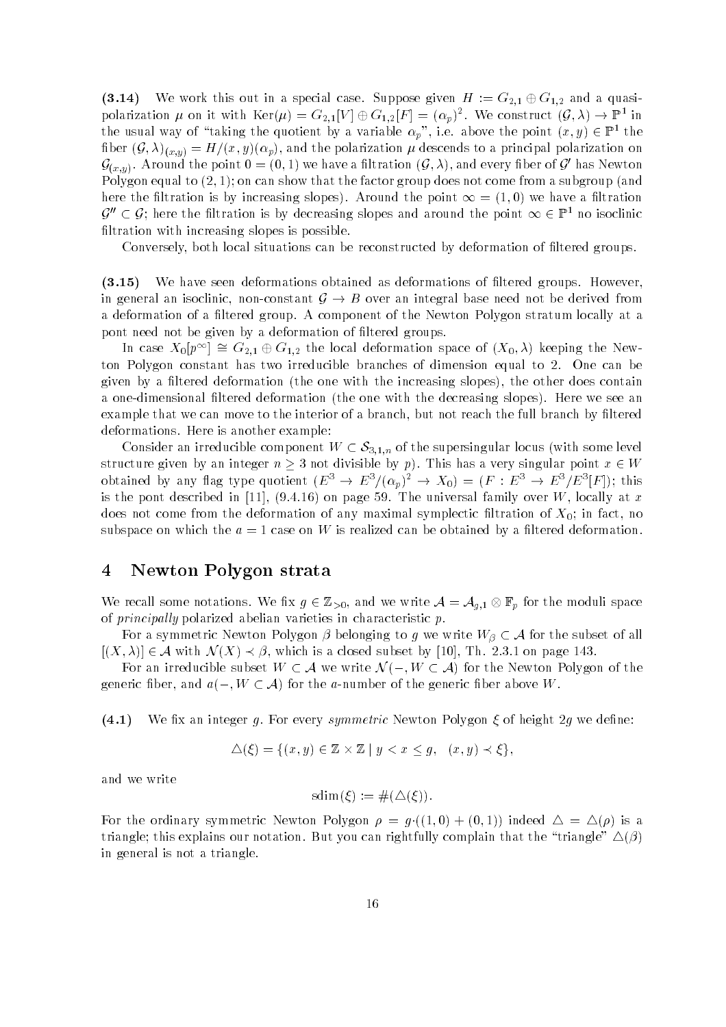**(3.14)** We work this out in a special case. Suppose given $H := G_{2,1} \oplus G_{1,2}$ and a quasi-polarization $\mu$ on it with $\mathrm{Ker}(\mu) = G_{2,1}[V] \oplus G_{1,2}[F] = (\alpha_p)^2$. We construct $(\mathcal{G}, \lambda) \to \mathbb{P}^1$ in the usual way of "taking the quotient by a variable $\alpha_p$", i.e. above the point $(x, y) \in \mathbb{P}^1$ the fiber $(\mathcal{G}, \lambda)_{(x,y)} = H/(x, y)(\alpha_p)$, and the polarization $\mu$ descends to a principal polarization on $\mathcal{G}_{(x,y)}$. Around the point $0 = (0, 1)$ we have a filtration $(\mathcal{G}, \lambda)$, and every fiber of $\mathcal{G}'$ has Newton Polygon equal to $(2, 1)$; on can show that the factor group does not come from a subgroup (and here the filtration is by increasing slopes). Around the point $\infty = (1, 0)$ we have a filtration $\mathcal{G}'' \subset \mathcal{G}$; here the filtration is by decreasing slopes and around the point $\infty \in \mathbb{P}^1$ no isoclinic filtration with increasing slopes is possible.

Conversely, both local situations can be reconstructed by deformation of filtered groups.

**(3.15)** We have seen deformations obtained as deformations of filtered groups. However, in general an isoclinic, non-constant $\mathcal{G} \to B$ over an integral base need not be derived from a deformation of a filtered group. A component of the Newton Polygon stratum locally at a pont need not be given by a deformation of filtered groups.

In case $X_0[p^\infty] \cong G_{2,1} \oplus G_{1,2}$ the local deformation space of $(X_0, \lambda)$ keeping the Newton Polygon constant has two irreducible branches of dimension equal to 2. One can be given by a filtered deformation (the one with the increasing slopes), the other does contain a one-dimensional filtered deformation (the one with the decreasing slopes). Here we see an example that we can move to the interior of a branch, but not reach the full branch by filtered deformations. Here is another example:

Consider an irreducible component $W \subset \mathcal{S}_{3,1,n}$ of the supersingular locus (with some level structure given by an integer $n \geq 3$ not divisible by $p$). This has a very singular point $x \in W$ obtained by any flag type quotient $(E^3 \to E^3/(\alpha_p)^2 \to X_0) = (F : E^3 \to E^3/E^3[F])$; this is the pont described in [11], (9.4.16) on page 59. The universal family over $W$, locally at $x$ does not come from the deformation of any maximal symplectic filtration of $X_0$; in fact, no subspace on which the $a = 1$ case on $W$ is realized can be obtained by a filtered deformation.

# 4 Newton Polygon strata

We recall some notations. We fix $g \in \mathbb{Z}_{>0}$, and we write $\mathcal{A} = \mathcal{A}_{g,1} \otimes \mathbb{F}_p$ for the moduli space of *principally* polarized abelian varieties in characteristic $p$.

For a symmetric Newton Polygon $\beta$ belonging to $g$ we write $W_\beta \subset \mathcal{A}$ for the subset of all $[(X, \lambda)] \in \mathcal{A}$ with $\mathcal{N}(X) \prec \beta$, which is a closed subset by [10], Th. 2.3.1 on page 143.

For an irreducible subset $W \subset \mathcal{A}$ we write $\mathcal{N}(-, W \subset \mathcal{A})$ for the Newton Polygon of the generic fiber, and $a(-, W \subset \mathcal{A})$ for the $a$-number of the generic fiber above $W$.

**(4.1)** We fix an integer $g$. For every *symmetric* Newton Polygon $\xi$ of height $2g$ we define:

$$\triangle(\xi) = \{(x, y) \in \mathbb{Z} \times \mathbb{Z} \mid y < x \leq g, \quad (x, y) \prec \xi\},$$

and we write

$$\mathrm{sdim}(\xi) := \#(\triangle(\xi)).$$

For the ordinary symmetric Newton Polygon $\rho = g \cdot ((1, 0) + (0, 1))$ indeed $\triangle = \triangle(\rho)$ is a triangle; this explains our notation. But you can rightfully complain that the "triangle" $\triangle(\beta)$ in general is not a triangle.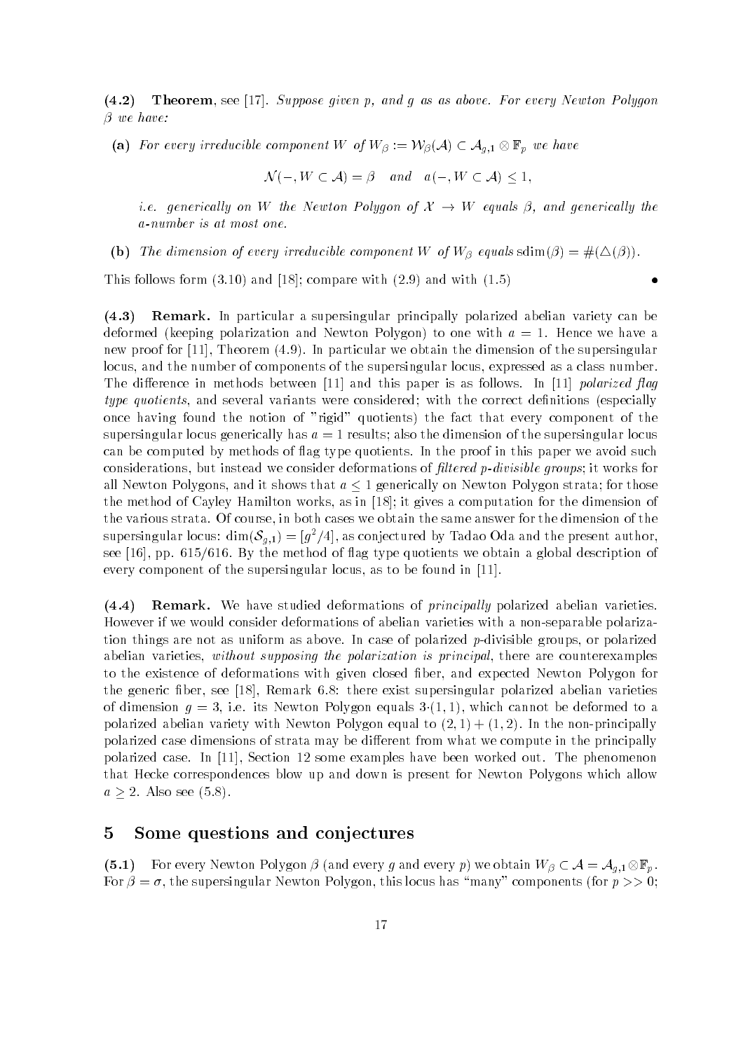**(4.2) Theorem**, see [17]. *Suppose given p, and g as as above. For every Newton Polygon $\beta$ we have:*

**(a)** *For every irreducible component $W$ of $W_\beta := \mathcal{W}_\beta(\mathcal{A}) \subset \mathcal{A}_{g,1} \otimes \mathbb{F}_p$ we have*

$$\mathcal{N}(-, W \subset \mathcal{A}) = \beta \quad \text{and} \quad a(-, W \subset \mathcal{A}) \leq 1,$$

*i.e. generically on $W$ the Newton Polygon of $\mathcal{X} \to W$ equals $\beta$, and generically the a-number is at most one.*

**(b)** *The dimension of every irreducible component $W$ of $W_\beta$ equals* $\mathrm{sdim}(\beta) = \#(\triangle(\beta))$.

This follows form (3.10) and [18]; compare with (2.9) and with (1.5) •

**(4.3) Remark.** In particular a supersingular principally polarized abelian variety can be deformed (keeping polarization and Newton Polygon) to one with $a = 1$. Hence we have a new proof for [11], Theorem (4.9). In particular we obtain the dimension of the supersingular locus, and the number of components of the supersingular locus, expressed as a class number. The difference in methods between [11] and this paper is as follows. In [11] *polarized flag type quotients*, and several variants were considered; with the correct definitions (especially once having found the notion of "rigid" quotients) the fact that every component of the supersingular locus generically has $a = 1$ results; also the dimension of the supersingular locus can be computed by methods of flag type quotients. In the proof in this paper we avoid such considerations, but instead we consider deformations of *filtered p-divisible groups*; it works for all Newton Polygons, and it shows that $a \leq 1$ generically on Newton Polygon strata; for those the method of Cayley Hamilton works, as in [18]; it gives a computation for the dimension of the various strata. Of course, in both cases we obtain the same answer for the dimension of the supersingular locus: $\dim(\mathcal{S}_{g,1}) = [g^2/4]$, as conjectured by Tadao Oda and the present author, see [16], pp. 615/616. By the method of flag type quotients we obtain a global description of every component of the supersingular locus, as to be found in [11].

**(4.4) Remark.** We have studied deformations of *principally* polarized abelian varieties. However if we would consider deformations of abelian varieties with a non-separable polarization things are not as uniform as above. In case of polarized $p$-divisible groups, or polarized abelian varieties, *without supposing the polarization is principal*, there are counterexamples to the existence of deformations with given closed fiber, and expected Newton Polygon for the generic fiber, see [18], Remark 6.8: there exist supersingular polarized abelian varieties of dimension $g = 3$, i.e. its Newton Polygon equals $3{\cdot}(1, 1)$, which cannot be deformed to a polarized abelian variety with Newton Polygon equal to $(2, 1) + (1, 2)$. In the non-principally polarized case dimensions of strata may be different from what we compute in the principally polarized case. In [11], Section 12 some examples have been worked out. The phenomenon that Hecke correspondences blow up and down is present for Newton Polygons which allow $a \geq 2$. Also see (5.8).

## 5 Some questions and conjectures

**(5.1)** For every Newton Polygon $\beta$ (and every $g$ and every $p$) we obtain $W_\beta \subset \mathcal{A} = \mathcal{A}_{g,1} \otimes \mathbb{F}_p$. For $\beta = \sigma$, the supersingular Newton Polygon, this locus has "many" components (for $p >> 0$;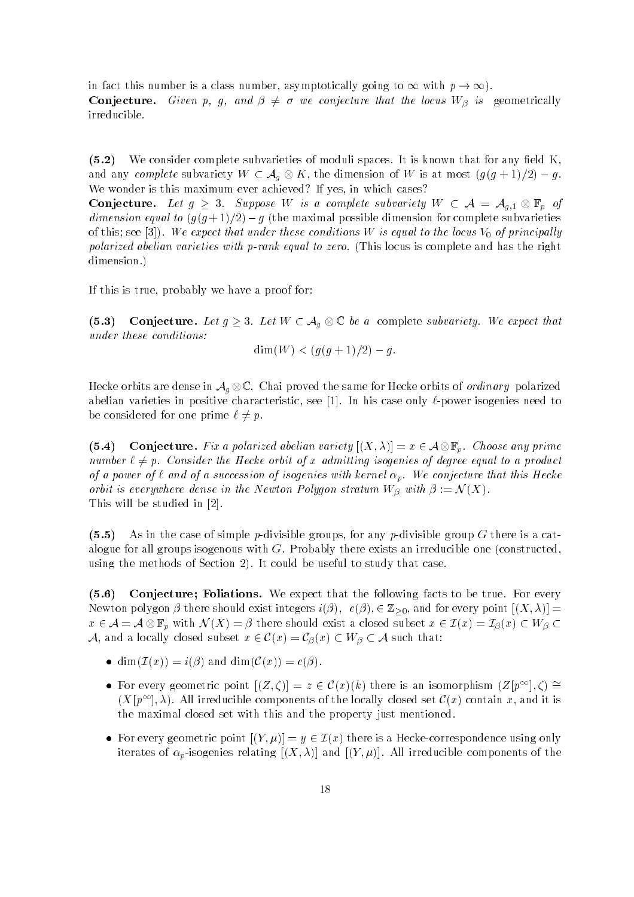in fact this number is a class number, asymptotically going to $\infty$ with $p \to \infty$).

**Conjecture.** *Given $p$, $g$, and $\beta \neq \sigma$ we conjecture that the locus $W_\beta$ is* geometrically irreducible.

**(5.2)** We consider complete subvarieties of moduli spaces. It is known that for any field K, and any *complete* subvariety $W \subset \mathcal{A}_g \otimes K$, the dimension of $W$ is at most $(g(g+1)/2) - g$. We wonder is this maximum ever achieved? If yes, in which cases?

**Conjecture.** *Let $g \geq 3$. Suppose $W$ is a complete subvariety $W \subset \mathcal{A} = \mathcal{A}_{g,1} \otimes \mathbb{F}_p$ of dimension equal to $(g(g+1)/2) - g$ (the maximal possible dimension for complete subvarieties of this; see [3]). We expect that under these conditions $W$ is equal to the locus $V_0$ of principally polarized abelian varieties with $p$-rank equal to zero.* (This locus is complete and has the right dimension.)

If this is true, probably we have a proof for:

**(5.3) Conjecture.** *Let $g \geq 3$. Let $W \subset \mathcal{A}_g \otimes \mathbb{C}$ be a* complete *subvariety. We expect that under these conditions:*

$$\dim(W) < (g(g+1)/2) - g.$$

Hecke orbits are dense in $\mathcal{A}_g \otimes \mathbb{C}$. Chai proved the same for Hecke orbits of *ordinary* polarized abelian varieties in positive characteristic, see [1]. In his case only $\ell$-power isogenies need to be considered for one prime $\ell \neq p$.

**(5.4) Conjecture.** *Fix a polarized abelian variety $[(X, \lambda)] = x \in \mathcal{A} \otimes \mathbb{F}_p$. Choose any prime number $\ell \neq p$. Consider the Hecke orbit of $x$ admitting isogenies of degree equal to a product of a power of $\ell$ and of a succession of isogenies with kernel $\alpha_p$. We conjecture that this Hecke orbit is everywhere dense in the Newton Polygon stratum $W_\beta$ with $\beta := \mathcal{N}(X)$.*
This will be studied in [2].

**(5.5)** As in the case of simple $p$-divisible groups, for any $p$-divisible group $G$ there is a catalogue for all groups isogenous with $G$. Probably there exists an irreducible one (constructed, using the methods of Section 2). It could be useful to study that case.

**(5.6) Conjecture; Foliations.** We expect that the following facts to be true. For every Newton polygon $\beta$ there should exist integers $i(\beta)$, $c(\beta), \in \mathbb{Z}_{\geq 0}$, and for every point $[(X, \lambda)] = x \in \mathcal{A} = \mathcal{A} \otimes \mathbb{F}_p$ with $\mathcal{N}(X) = \beta$ there should exist a closed subset $x \in \mathcal{I}(x) = \mathcal{I}_\beta(x) \subset W_\beta \subset \mathcal{A}$, and a locally closed subset $x \in \mathcal{C}(x) = \mathcal{C}_\beta(x) \subset W_\beta \subset \mathcal{A}$ such that:

- $\dim(\mathcal{I}(x)) = i(\beta)$ and $\dim(\mathcal{C}(x)) = c(\beta)$.
- For every geometric point $[(Z, \zeta)] = z \in \mathcal{C}(x)(k)$ there is an isomorphism $(Z[p^\infty], \zeta) \cong (X[p^\infty], \lambda)$. All irreducible components of the locally closed set $\mathcal{C}(x)$ contain $x$, and it is the maximal closed set with this and the property just mentioned.
- For every geometric point $[(Y, \mu)] = y \in \mathcal{I}(x)$ there is a Hecke-correspondence using only iterates of $\alpha_p$-isogenies relating $[(X, \lambda)]$ and $[(Y, \mu)]$. All irreducible components of the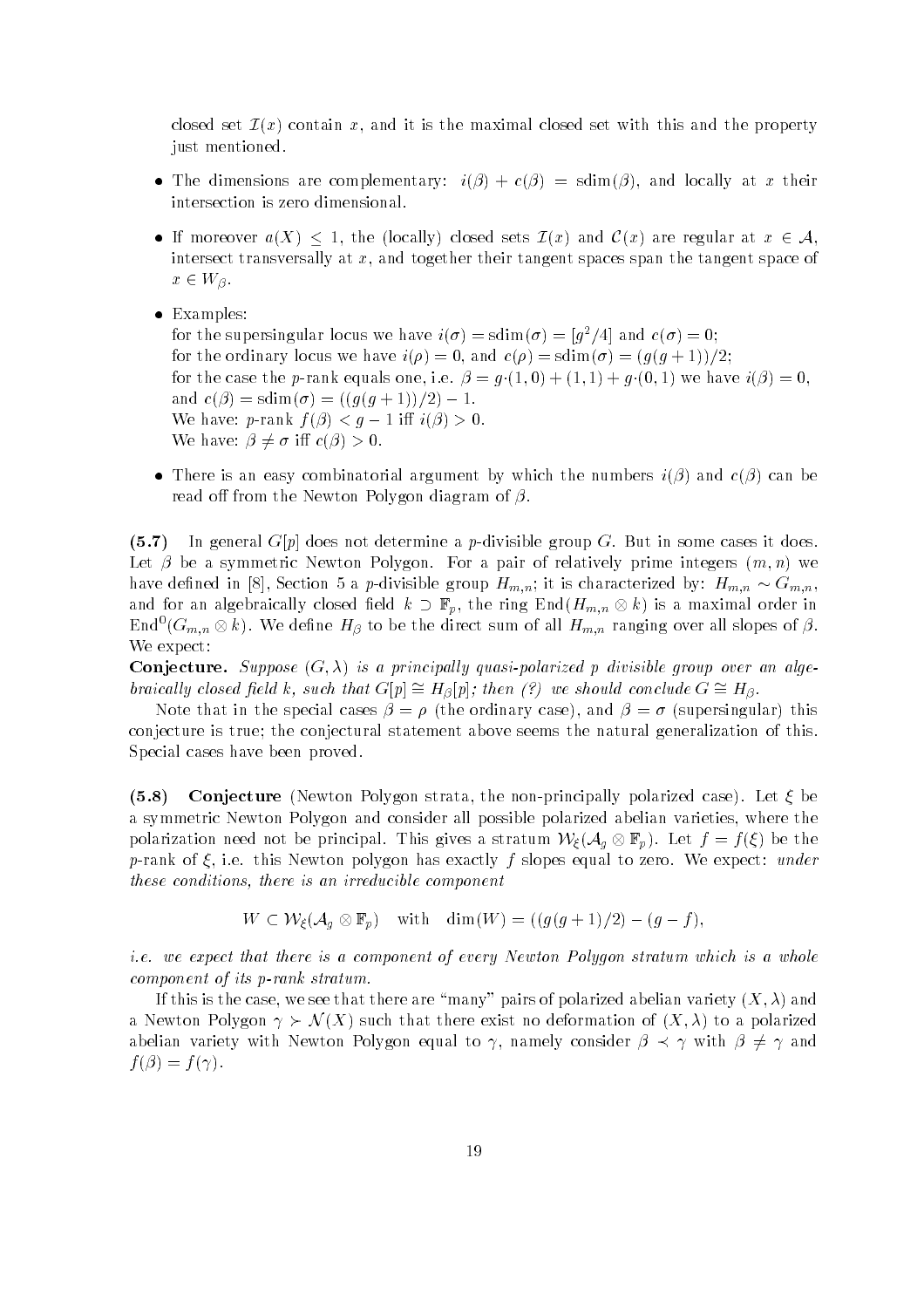closed set $\mathcal{I}(x)$ contain $x$, and it is the maximal closed set with this and the property just mentioned.

- The dimensions are complementary: $i(\beta) + c(\beta) = \mathrm{sdim}(\beta)$, and locally at $x$ their intersection is zero dimensional.
- If moreover $a(X) \leq 1$, the (locally) closed sets $\mathcal{I}(x)$ and $\mathcal{C}(x)$ are regular at $x \in \mathcal{A}$, intersect transversally at $x$, and together their tangent spaces span the tangent space of $x \in W_\beta$.
- Examples:
  for the supersingular locus we have $i(\sigma) = \mathrm{sdim}(\sigma) = [g^2/4]$ and $c(\sigma) = 0$;
  for the ordinary locus we have $i(\rho) = 0$, and $c(\rho) = \mathrm{sdim}(\sigma) = (g(g+1))/2$;
  for the case the $p$-rank equals one, i.e. $\beta = g{\cdot}(1,0) + (1,1) + g{\cdot}(0,1)$ we have $i(\beta) = 0$, and $c(\beta) = \mathrm{sdim}(\sigma) = ((g(g+1))/2) - 1$.
  We have: $p$-rank $f(\beta) < g-1$ iff $i(\beta) > 0$.
  We have: $\beta \neq \sigma$ iff $c(\beta) > 0$.
- There is an easy combinatorial argument by which the numbers $i(\beta)$ and $c(\beta)$ can be read off from the Newton Polygon diagram of $\beta$.

**(5.7)** In general $G[p]$ does not determine a $p$-divisible group $G$. But in some cases it does. Let $\beta$ be a symmetric Newton Polygon. For a pair of relatively prime integers $(m,n)$ we have defined in [8], Section 5 a $p$-divisible group $H_{m,n}$; it is characterized by: $H_{m,n} \sim G_{m,n}$, and for an algebraically closed field $k \supset \mathbb{F}_p$, the ring $\mathrm{End}(H_{m,n} \otimes k)$ is a maximal order in $\mathrm{End}^0(G_{m,n} \otimes k)$. We define $H_\beta$ to be the direct sum of all $H_{m,n}$ ranging over all slopes of $\beta$. We expect:

**Conjecture.** *Suppose $(G, \lambda)$ is a principally quasi-polarized $p$ divisible group over an algebraically closed field $k$, such that $G[p] \cong H_\beta[p]$; then (?) we should conclude $G \cong H_\beta$.*

Note that in the special cases $\beta = \rho$ (the ordinary case), and $\beta = \sigma$ (supersingular) this conjecture is true; the conjectural statement above seems the natural generalization of this. Special cases have been proved.

**(5.8)** **Conjecture** (Newton Polygon strata, the non-principally polarized case). Let $\xi$ be a symmetric Newton Polygon and consider all possible polarized abelian varieties, where the polarization need not be principal. This gives a stratum $\mathcal{W}_\xi(\mathcal{A}_g \otimes \mathbb{F}_p)$. Let $f = f(\xi)$ be the $p$-rank of $\xi$, i.e. this Newton polygon has exactly $f$ slopes equal to zero. We expect: *under these conditions, there is an irreducible component*

$$W \subset \mathcal{W}_\xi(\mathcal{A}_g \otimes \mathbb{F}_p) \quad \text{with} \quad \dim(W) = ((g(g+1)/2) - (g-f),$$

*i.e. we expect that there is a component of every Newton Polygon stratum which is a whole component of its $p$-rank stratum.*

If this is the case, we see that there are "many" pairs of polarized abelian variety $(X, \lambda)$ and a Newton Polygon $\gamma \succ \mathcal{N}(X)$ such that there exist no deformation of $(X, \lambda)$ to a polarized abelian variety with Newton Polygon equal to $\gamma$, namely consider $\beta \prec \gamma$ with $\beta \neq \gamma$ and $f(\beta) = f(\gamma)$.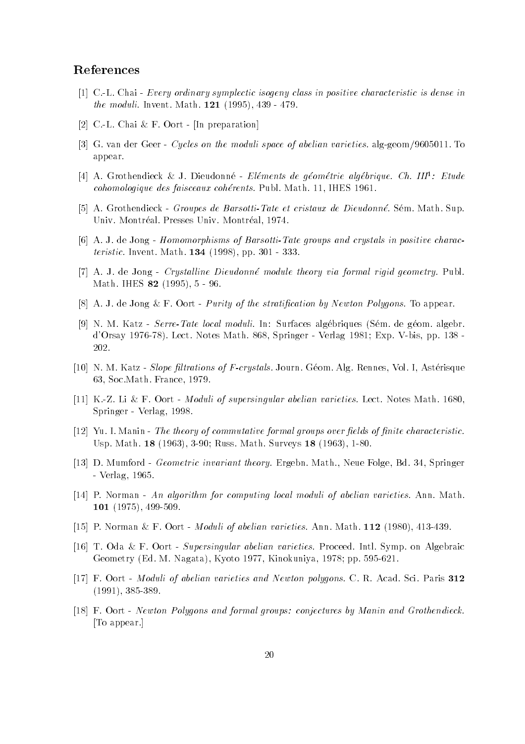## References

[1] C.-L. Chai - *Every ordinary symplectic isogeny class in positive characteristic is dense in the moduli.* Invent. Math. **121** (1995), 439 - 479.

[2] C.-L. Chai & F. Oort - [In preparation]

[3] G. van der Geer - *Cycles on the moduli space of abelian varieties.* alg-geom/9605011. To appear.

[4] A. Grothendieck & J. Dieudonné - *Eléments de géométrie algébrique. Ch. $III^1$: Etude cohomologique des faisceaux cohérents.* Publ. Math. 11, IHES 1961.

[5] A. Grothendieck - *Groupes de Barsotti-Tate et cristaux de Dieudonné.* Sém. Math. Sup. Univ. Montréal. Presses Univ. Montréal, 1974.

[6] A. J. de Jong - *Homomorphisms of Barsotti-Tate groups and crystals in positive characteristic.* Invent. Math. **134** (1998), pp. 301 - 333.

[7] A. J. de Jong - *Crystalline Dieudonné module theory via formal rigid geometry.* Publ. Math. IHES **82** (1995), 5 - 96.

[8] A. J. de Jong & F. Oort - *Purity of the stratification by Newton Polygons.* To appear.

[9] N. M. Katz - *Serre-Tate local moduli.* In: Surfaces algébriques (Sém. de géom. algebr. d'Orsay 1976-78). Lect. Notes Math. 868, Springer - Verlag 1981; Exp. V-bis, pp. 138 - 202.

[10] N. M. Katz - *Slope filtrations of F-crystals.* Journ. Géom. Alg. Rennes, Vol. I, Astérisque 63, Soc.Math. France, 1979.

[11] K.-Z. Li & F. Oort - *Moduli of supersingular abelian varieties.* Lect. Notes Math. 1680, Springer - Verlag, 1998.

[12] Yu. I. Manin - *The theory of commutative formal groups over fields of finite characteristic.* Usp. Math. **18** (1963), 3-90; Russ. Math. Surveys **18** (1963), 1-80.

[13] D. Mumford - *Geometric invariant theory.* Ergebn. Math., Neue Folge, Bd. 34, Springer - Verlag, 1965.

[14] P. Norman - *An algorithm for computing local moduli of abelian varieties.* Ann. Math. **101** (1975), 499-509.

[15] P. Norman & F. Oort - *Moduli of abelian varieties.* Ann. Math. **112** (1980), 413-439.

[16] T. Oda & F. Oort - *Supersingular abelian varieties.* Proceed. Intl. Symp. on Algebraic Geometry (Ed. M. Nagata), Kyoto 1977, Kinokuniya, 1978; pp. 595-621.

[17] F. Oort - *Moduli of abelian varieties and Newton polygons.* C. R. Acad. Sci. Paris **312** (1991), 385-389.

[18] F. Oort - *Newton Polygons and formal groups: conjectures by Manin and Grothendieck.* [To appear.]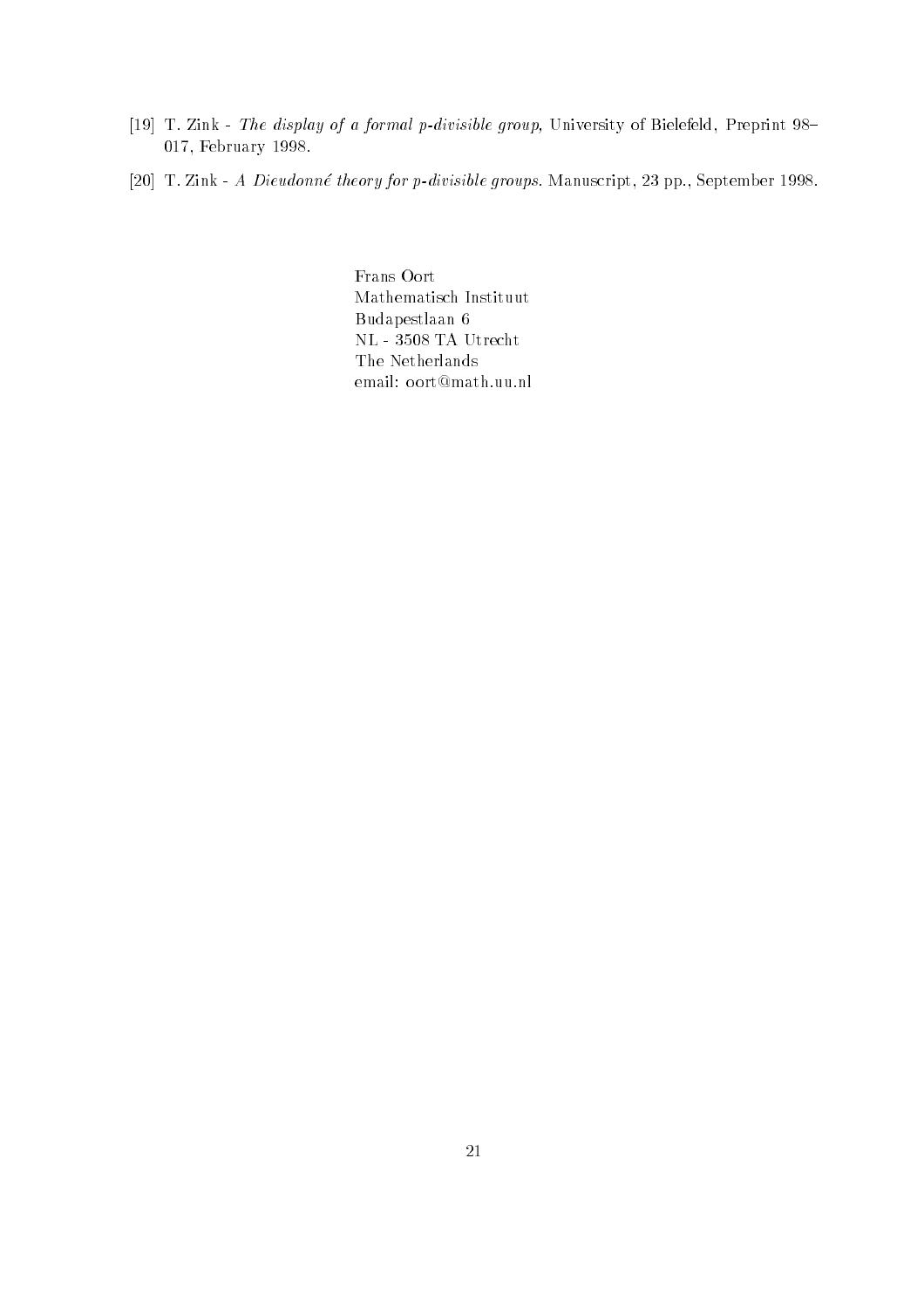[19] T. Zink - *The display of a formal p-divisible group*, University of Bielefeld, Preprint 98–017, February 1998.

[20] T. Zink - *A Dieudonné theory for p-divisible groups.* Manuscript, 23 pp., September 1998.

Frans Oort
Mathematisch Instituut
Budapestlaan 6
NL - 3508 TA Utrecht
The Netherlands
email: oort@math.uu.nl